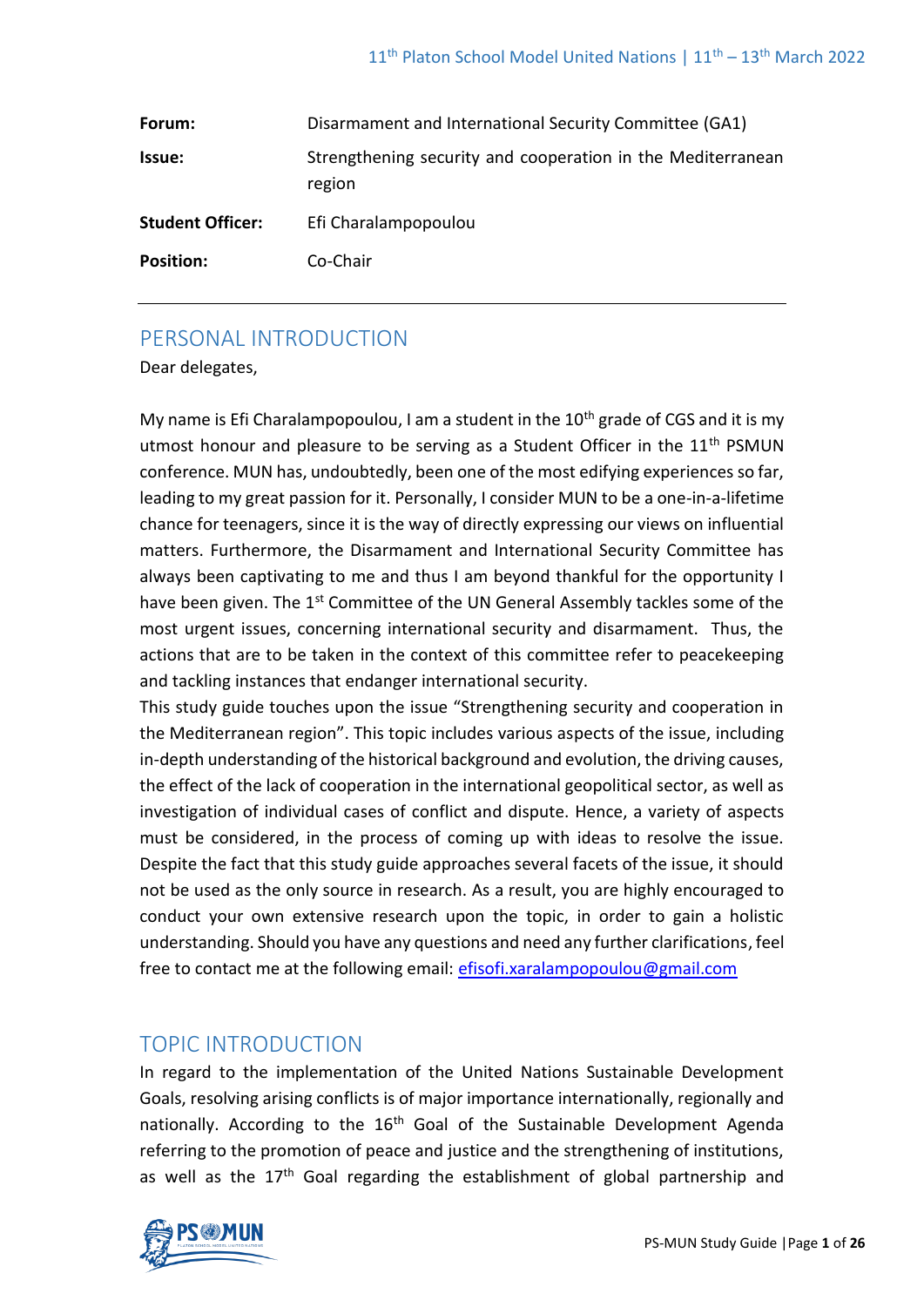| | |
|---|---|
| **Forum:** | Disarmament and International Security Committee (GA1) |
| **Issue:** | Strengthening security and cooperation in the Mediterranean region |
| **Student Officer:** | Efi Charalampopoulou |
| **Position:** | Co-Chair |

## PERSONAL INTRODUCTION

Dear delegates,

My name is Efi Charalampopoulou, I am a student in the 10th grade of CGS and it is my utmost honour and pleasure to be serving as a Student Officer in the 11th PSMUN conference. MUN has, undoubtedly, been one of the most edifying experiences so far, leading to my great passion for it. Personally, I consider MUN to be a one-in-a-lifetime chance for teenagers, since it is the way of directly expressing our views on influential matters. Furthermore, the Disarmament and International Security Committee has always been captivating to me and thus I am beyond thankful for the opportunity I have been given. The 1st Committee of the UN General Assembly tackles some of the most urgent issues, concerning international security and disarmament. Thus, the actions that are to be taken in the context of this committee refer to peacekeeping and tackling instances that endanger international security.

This study guide touches upon the issue "Strengthening security and cooperation in the Mediterranean region". This topic includes various aspects of the issue, including in-depth understanding of the historical background and evolution, the driving causes, the effect of the lack of cooperation in the international geopolitical sector, as well as investigation of individual cases of conflict and dispute. Hence, a variety of aspects must be considered, in the process of coming up with ideas to resolve the issue. Despite the fact that this study guide approaches several facets of the issue, it should not be used as the only source in research. As a result, you are highly encouraged to conduct your own extensive research upon the topic, in order to gain a holistic understanding. Should you have any questions and need any further clarifications, feel free to contact me at the following email: efisofi.xaralampopoulou@gmail.com

## TOPIC INTRODUCTION

In regard to the implementation of the United Nations Sustainable Development Goals, resolving arising conflicts is of major importance internationally, regionally and nationally. According to the 16th Goal of the Sustainable Development Agenda referring to the promotion of peace and justice and the strengthening of institutions, as well as the 17th Goal regarding the establishment of global partnership and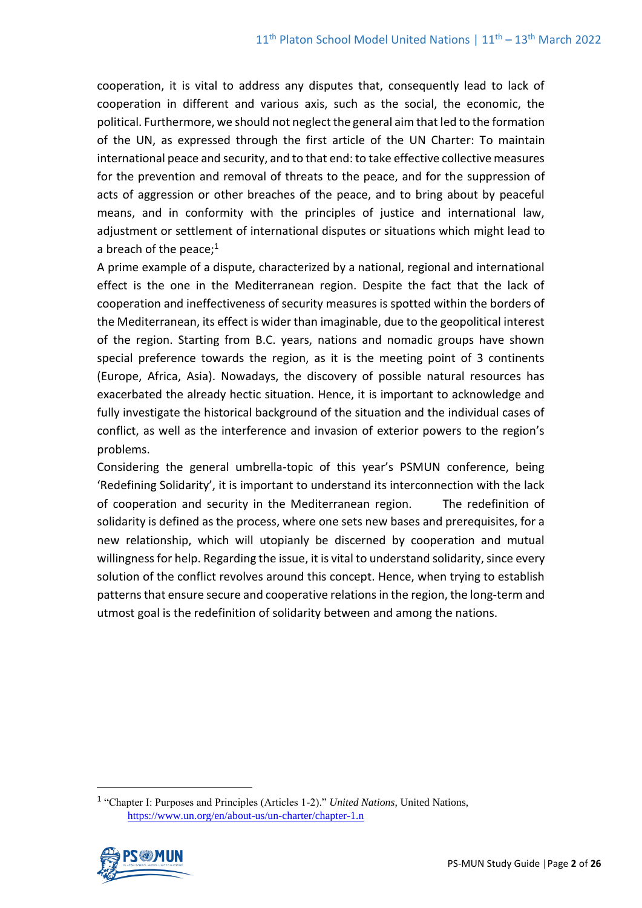cooperation, it is vital to address any disputes that, consequently lead to lack of cooperation in different and various axis, such as the social, the economic, the political. Furthermore, we should not neglect the general aim that led to the formation of the UN, as expressed through the first article of the UN Charter: To maintain international peace and security, and to that end: to take effective collective measures for the prevention and removal of threats to the peace, and for the suppression of acts of aggression or other breaches of the peace, and to bring about by peaceful means, and in conformity with the principles of justice and international law, adjustment or settlement of international disputes or situations which might lead to a breach of the peace;[1]

A prime example of a dispute, characterized by a national, regional and international effect is the one in the Mediterranean region. Despite the fact that the lack of cooperation and ineffectiveness of security measures is spotted within the borders of the Mediterranean, its effect is wider than imaginable, due to the geopolitical interest of the region. Starting from B.C. years, nations and nomadic groups have shown special preference towards the region, as it is the meeting point of 3 continents (Europe, Africa, Asia). Nowadays, the discovery of possible natural resources has exacerbated the already hectic situation. Hence, it is important to acknowledge and fully investigate the historical background of the situation and the individual cases of conflict, as well as the interference and invasion of exterior powers to the region's problems.

Considering the general umbrella-topic of this year's PSMUN conference, being 'Redefining Solidarity', it is important to understand its interconnection with the lack of cooperation and security in the Mediterranean region. The redefinition of solidarity is defined as the process, where one sets new bases and prerequisites, for a new relationship, which will utopianly be discerned by cooperation and mutual willingness for help. Regarding the issue, it is vital to understand solidarity, since every solution of the conflict revolves around this concept. Hence, when trying to establish patterns that ensure secure and cooperative relations in the region, the long-term and utmost goal is the redefinition of solidarity between and among the nations.

[1] "Chapter I: Purposes and Principles (Articles 1-2)." *United Nations*, United Nations, https://www.un.org/en/about-us/un-charter/chapter-1.n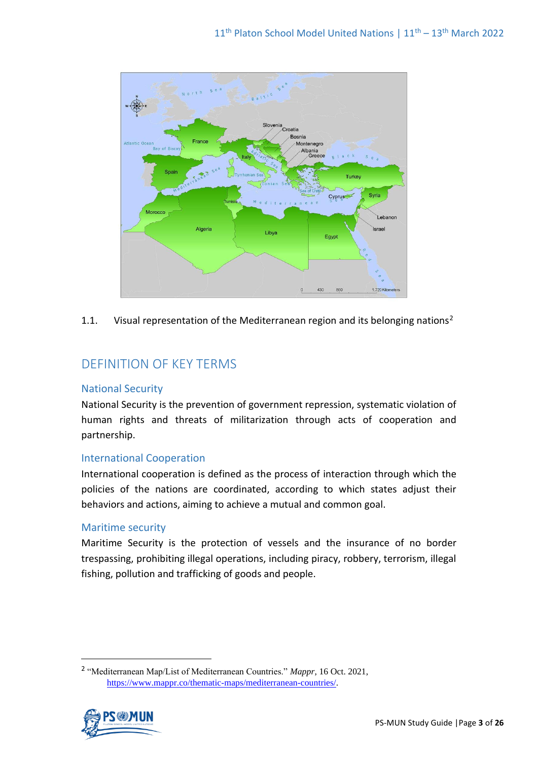1.1. Visual representation of the Mediterranean region and its belonging nations[2]

## DEFINITION OF KEY TERMS

### National Security

National Security is the prevention of government repression, systematic violation of human rights and threats of militarization through acts of cooperation and partnership.

### International Cooperation

International cooperation is defined as the process of interaction through which the policies of the nations are coordinated, according to which states adjust their behaviors and actions, aiming to achieve a mutual and common goal.

### Maritime security

Maritime Security is the protection of vessels and the insurance of no border trespassing, prohibiting illegal operations, including piracy, robbery, terrorism, illegal fishing, pollution and trafficking of goods and people.

---

[2] "Mediterranean Map/List of Mediterranean Countries." *Mappr*, 16 Oct. 2021, https://www.mappr.co/thematic-maps/mediterranean-countries/.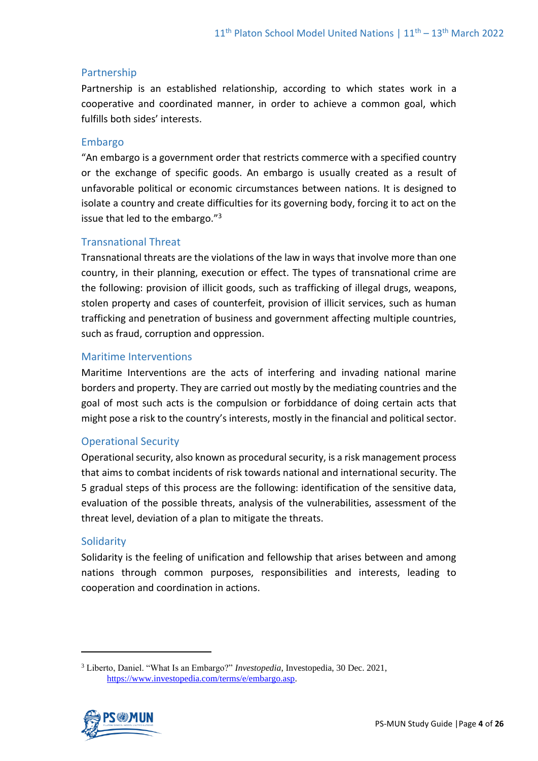### Partnership

Partnership is an established relationship, according to which states work in a cooperative and coordinated manner, in order to achieve a common goal, which fulfills both sides' interests.

### Embargo

"An embargo is a government order that restricts commerce with a specified country or the exchange of specific goods. An embargo is usually created as a result of unfavorable political or economic circumstances between nations. It is designed to isolate a country and create difficulties for its governing body, forcing it to act on the issue that led to the embargo."[3]

### Transnational Threat

Transnational threats are the violations of the law in ways that involve more than one country, in their planning, execution or effect. The types of transnational crime are the following: provision of illicit goods, such as trafficking of illegal drugs, weapons, stolen property and cases of counterfeit, provision of illicit services, such as human trafficking and penetration of business and government affecting multiple countries, such as fraud, corruption and oppression.

### Maritime Interventions

Maritime Interventions are the acts of interfering and invading national marine borders and property. They are carried out mostly by the mediating countries and the goal of most such acts is the compulsion or forbiddance of doing certain acts that might pose a risk to the country's interests, mostly in the financial and political sector.

### Operational Security

Operational security, also known as procedural security, is a risk management process that aims to combat incidents of risk towards national and international security. The 5 gradual steps of this process are the following: identification of the sensitive data, evaluation of the possible threats, analysis of the vulnerabilities, assessment of the threat level, deviation of a plan to mitigate the threats.

### Solidarity

Solidarity is the feeling of unification and fellowship that arises between and among nations through common purposes, responsibilities and interests, leading to cooperation and coordination in actions.

---

[3] Liberto, Daniel. "What Is an Embargo?" *Investopedia*, Investopedia, 30 Dec. 2021, https://www.investopedia.com/terms/e/embargo.asp.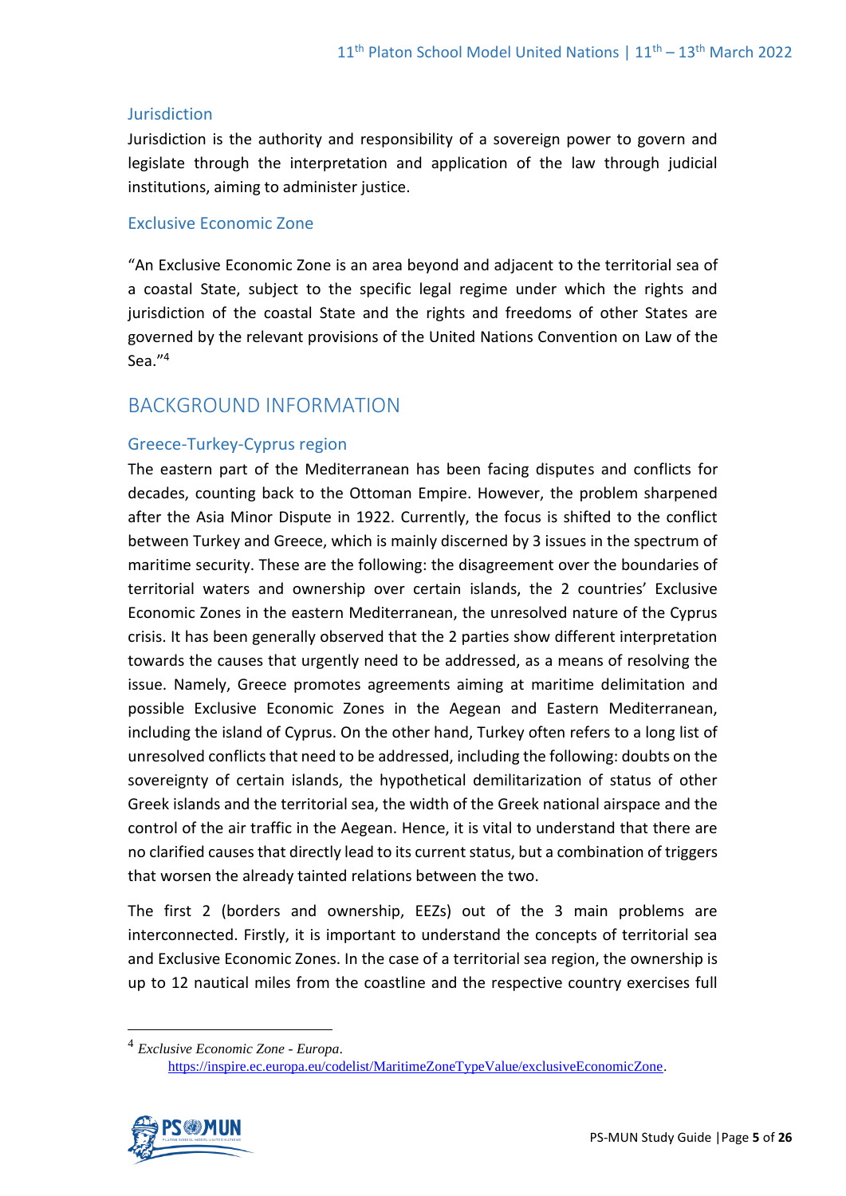### Jurisdiction

Jurisdiction is the authority and responsibility of a sovereign power to govern and legislate through the interpretation and application of the law through judicial institutions, aiming to administer justice.

### Exclusive Economic Zone

"An Exclusive Economic Zone is an area beyond and adjacent to the territorial sea of a coastal State, subject to the specific legal regime under which the rights and jurisdiction of the coastal State and the rights and freedoms of other States are governed by the relevant provisions of the United Nations Convention on Law of the Sea."[4]

## BACKGROUND INFORMATION

### Greece-Turkey-Cyprus region

The eastern part of the Mediterranean has been facing disputes and conflicts for decades, counting back to the Ottoman Empire. However, the problem sharpened after the Asia Minor Dispute in 1922. Currently, the focus is shifted to the conflict between Turkey and Greece, which is mainly discerned by 3 issues in the spectrum of maritime security. These are the following: the disagreement over the boundaries of territorial waters and ownership over certain islands, the 2 countries' Exclusive Economic Zones in the eastern Mediterranean, the unresolved nature of the Cyprus crisis. It has been generally observed that the 2 parties show different interpretation towards the causes that urgently need to be addressed, as a means of resolving the issue. Namely, Greece promotes agreements aiming at maritime delimitation and possible Exclusive Economic Zones in the Aegean and Eastern Mediterranean, including the island of Cyprus. On the other hand, Turkey often refers to a long list of unresolved conflicts that need to be addressed, including the following: doubts on the sovereignty of certain islands, the hypothetical demilitarization of status of other Greek islands and the territorial sea, the width of the Greek national airspace and the control of the air traffic in the Aegean. Hence, it is vital to understand that there are no clarified causes that directly lead to its current status, but a combination of triggers that worsen the already tainted relations between the two.

The first 2 (borders and ownership, EEZs) out of the 3 main problems are interconnected. Firstly, it is important to understand the concepts of territorial sea and Exclusive Economic Zones. In the case of a territorial sea region, the ownership is up to 12 nautical miles from the coastline and the respective country exercises full

---

[4] *Exclusive Economic Zone - Europa*. https://inspire.ec.europa.eu/codelist/MaritimeZoneTypeValue/exclusiveEconomicZone.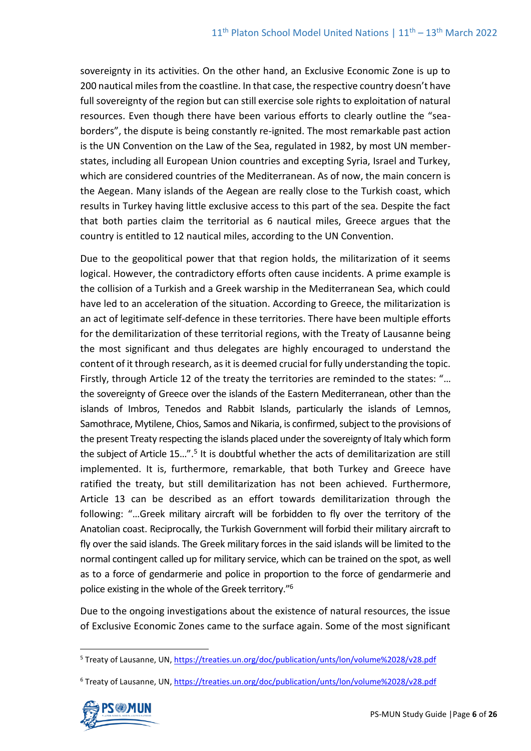sovereignty in its activities. On the other hand, an Exclusive Economic Zone is up to 200 nautical miles from the coastline. In that case, the respective country doesn't have full sovereignty of the region but can still exercise sole rights to exploitation of natural resources. Even though there have been various efforts to clearly outline the "sea-borders", the dispute is being constantly re-ignited. The most remarkable past action is the UN Convention on the Law of the Sea, regulated in 1982, by most UN member-states, including all European Union countries and excepting Syria, Israel and Turkey, which are considered countries of the Mediterranean. As of now, the main concern is the Aegean. Many islands of the Aegean are really close to the Turkish coast, which results in Turkey having little exclusive access to this part of the sea. Despite the fact that both parties claim the territorial as 6 nautical miles, Greece argues that the country is entitled to 12 nautical miles, according to the UN Convention.

Due to the geopolitical power that that region holds, the militarization of it seems logical. However, the contradictory efforts often cause incidents. A prime example is the collision of a Turkish and a Greek warship in the Mediterranean Sea, which could have led to an acceleration of the situation. According to Greece, the militarization is an act of legitimate self-defence in these territories. There have been multiple efforts for the demilitarization of these territorial regions, with the Treaty of Lausanne being the most significant and thus delegates are highly encouraged to understand the content of it through research, as it is deemed crucial for fully understanding the topic. Firstly, through Article 12 of the treaty the territories are reminded to the states: "…the sovereignty of Greece over the islands of the Eastern Mediterranean, other than the islands of Imbros, Tenedos and Rabbit Islands, particularly the islands of Lemnos, Samothrace, Mytilene, Chios, Samos and Nikaria, is confirmed, subject to the provisions of the present Treaty respecting the islands placed under the sovereignty of Italy which form the subject of Article 15…".[5] It is doubtful whether the acts of demilitarization are still implemented. It is, furthermore, remarkable, that both Turkey and Greece have ratified the treaty, but still demilitarization has not been achieved. Furthermore, Article 13 can be described as an effort towards demilitarization through the following: "…Greek military aircraft will be forbidden to fly over the territory of the Anatolian coast. Reciprocally, the Turkish Government will forbid their military aircraft to fly over the said islands. The Greek military forces in the said islands will be limited to the normal contingent called up for military service, which can be trained on the spot, as well as to a force of gendarmerie and police in proportion to the force of gendarmerie and police existing in the whole of the Greek territory."[6]

Due to the ongoing investigations about the existence of natural resources, the issue of Exclusive Economic Zones came to the surface again. Some of the most significant

---

[5] Treaty of Lausanne, UN, https://treaties.un.org/doc/publication/unts/lon/volume%2028/v28.pdf

[6] Treaty of Lausanne, UN, https://treaties.un.org/doc/publication/unts/lon/volume%2028/v28.pdf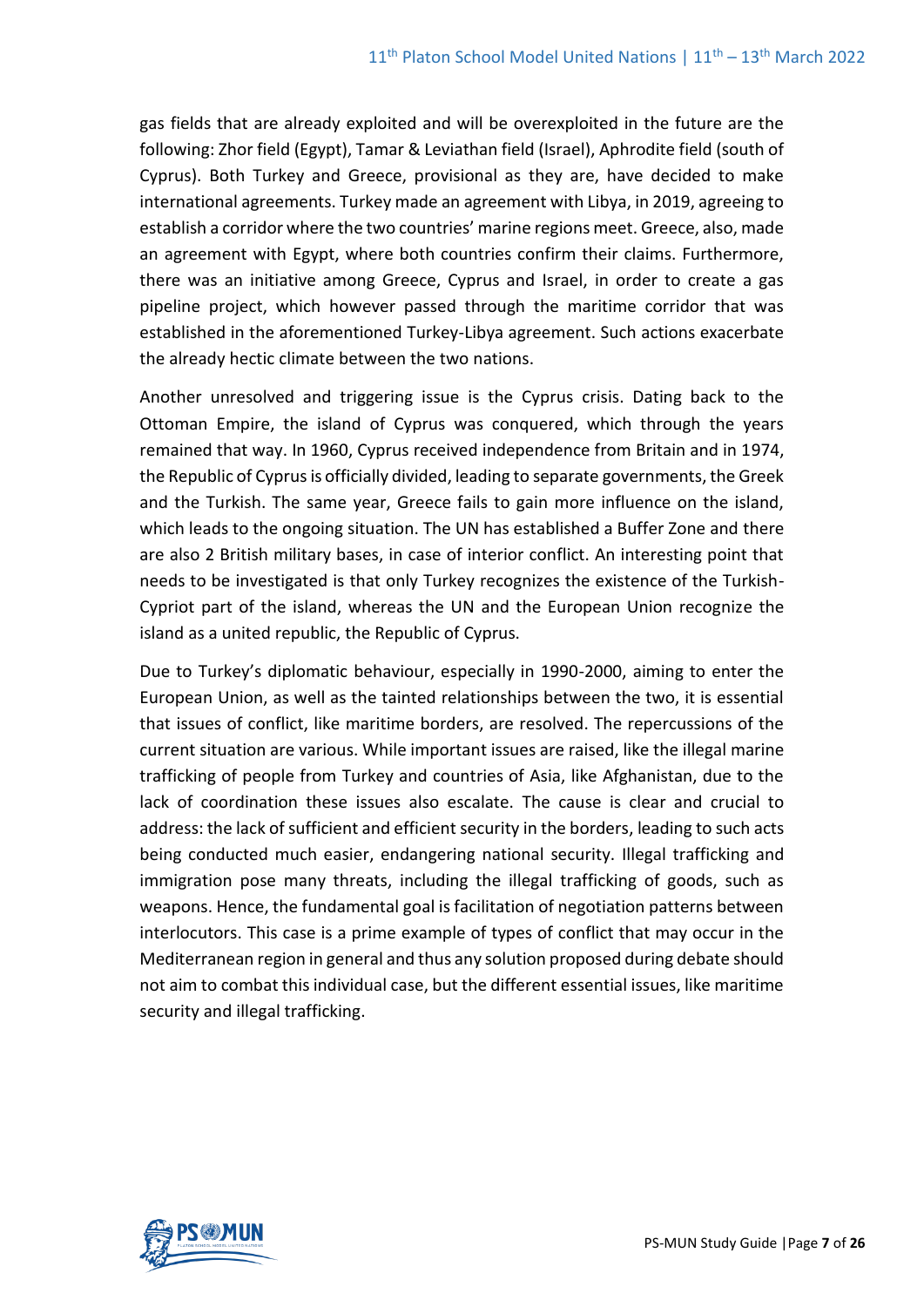gas fields that are already exploited and will be overexploited in the future are the following: Zhor field (Egypt), Tamar & Leviathan field (Israel), Aphrodite field (south of Cyprus). Both Turkey and Greece, provisional as they are, have decided to make international agreements. Turkey made an agreement with Libya, in 2019, agreeing to establish a corridor where the two countries' marine regions meet. Greece, also, made an agreement with Egypt, where both countries confirm their claims. Furthermore, there was an initiative among Greece, Cyprus and Israel, in order to create a gas pipeline project, which however passed through the maritime corridor that was established in the aforementioned Turkey-Libya agreement. Such actions exacerbate the already hectic climate between the two nations.

Another unresolved and triggering issue is the Cyprus crisis. Dating back to the Ottoman Empire, the island of Cyprus was conquered, which through the years remained that way. In 1960, Cyprus received independence from Britain and in 1974, the Republic of Cyprus is officially divided, leading to separate governments, the Greek and the Turkish. The same year, Greece fails to gain more influence on the island, which leads to the ongoing situation. The UN has established a Buffer Zone and there are also 2 British military bases, in case of interior conflict. An interesting point that needs to be investigated is that only Turkey recognizes the existence of the Turkish-Cypriot part of the island, whereas the UN and the European Union recognize the island as a united republic, the Republic of Cyprus.

Due to Turkey's diplomatic behaviour, especially in 1990-2000, aiming to enter the European Union, as well as the tainted relationships between the two, it is essential that issues of conflict, like maritime borders, are resolved. The repercussions of the current situation are various. While important issues are raised, like the illegal marine trafficking of people from Turkey and countries of Asia, like Afghanistan, due to the lack of coordination these issues also escalate. The cause is clear and crucial to address: the lack of sufficient and efficient security in the borders, leading to such acts being conducted much easier, endangering national security. Illegal trafficking and immigration pose many threats, including the illegal trafficking of goods, such as weapons. Hence, the fundamental goal is facilitation of negotiation patterns between interlocutors. This case is a prime example of types of conflict that may occur in the Mediterranean region in general and thus any solution proposed during debate should not aim to combat this individual case, but the different essential issues, like maritime security and illegal trafficking.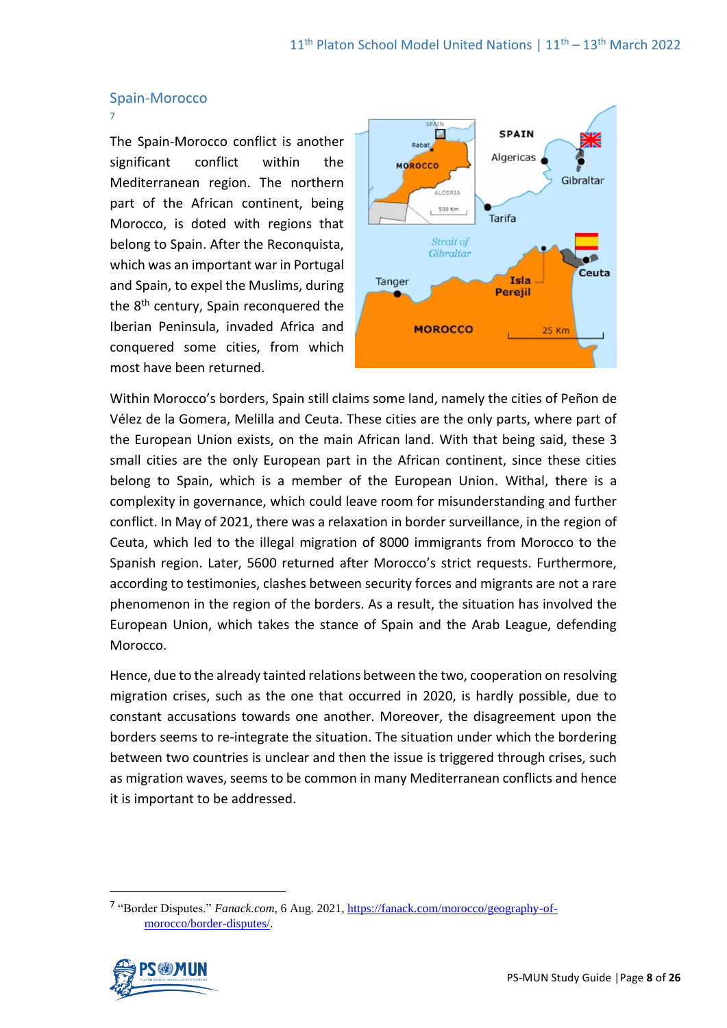## Spain-Morocco[7]

The Spain-Morocco conflict is another significant conflict within the Mediterranean region. The northern part of the African continent, being Morocco, is doted with regions that belong to Spain. After the Reconquista, which was an important war in Portugal and Spain, to expel the Muslims, during the 8th century, Spain reconquered the Iberian Peninsula, invaded Africa and conquered some cities, from which most have been returned.

Within Morocco's borders, Spain still claims some land, namely the cities of Peñon de Vélez de la Gomera, Melilla and Ceuta. These cities are the only parts, where part of the European Union exists, on the main African land. With that being said, these 3 small cities are the only European part in the African continent, since these cities belong to Spain, which is a member of the European Union. Withal, there is a complexity in governance, which could leave room for misunderstanding and further conflict. In May of 2021, there was a relaxation in border surveillance, in the region of Ceuta, which led to the illegal migration of 8000 immigrants from Morocco to the Spanish region. Later, 5600 returned after Morocco's strict requests. Furthermore, according to testimonies, clashes between security forces and migrants are not a rare phenomenon in the region of the borders. As a result, the situation has involved the European Union, which takes the stance of Spain and the Arab League, defending Morocco.

Hence, due to the already tainted relations between the two, cooperation on resolving migration crises, such as the one that occurred in 2020, is hardly possible, due to constant accusations towards one another. Moreover, the disagreement upon the borders seems to re-integrate the situation. The situation under which the bordering between two countries is unclear and then the issue is triggered through crises, such as migration waves, seems to be common in many Mediterranean conflicts and hence it is important to be addressed.

---

[7] "Border Disputes." *Fanack.com*, 6 Aug. 2021, https://fanack.com/morocco/geography-of-morocco/border-disputes/.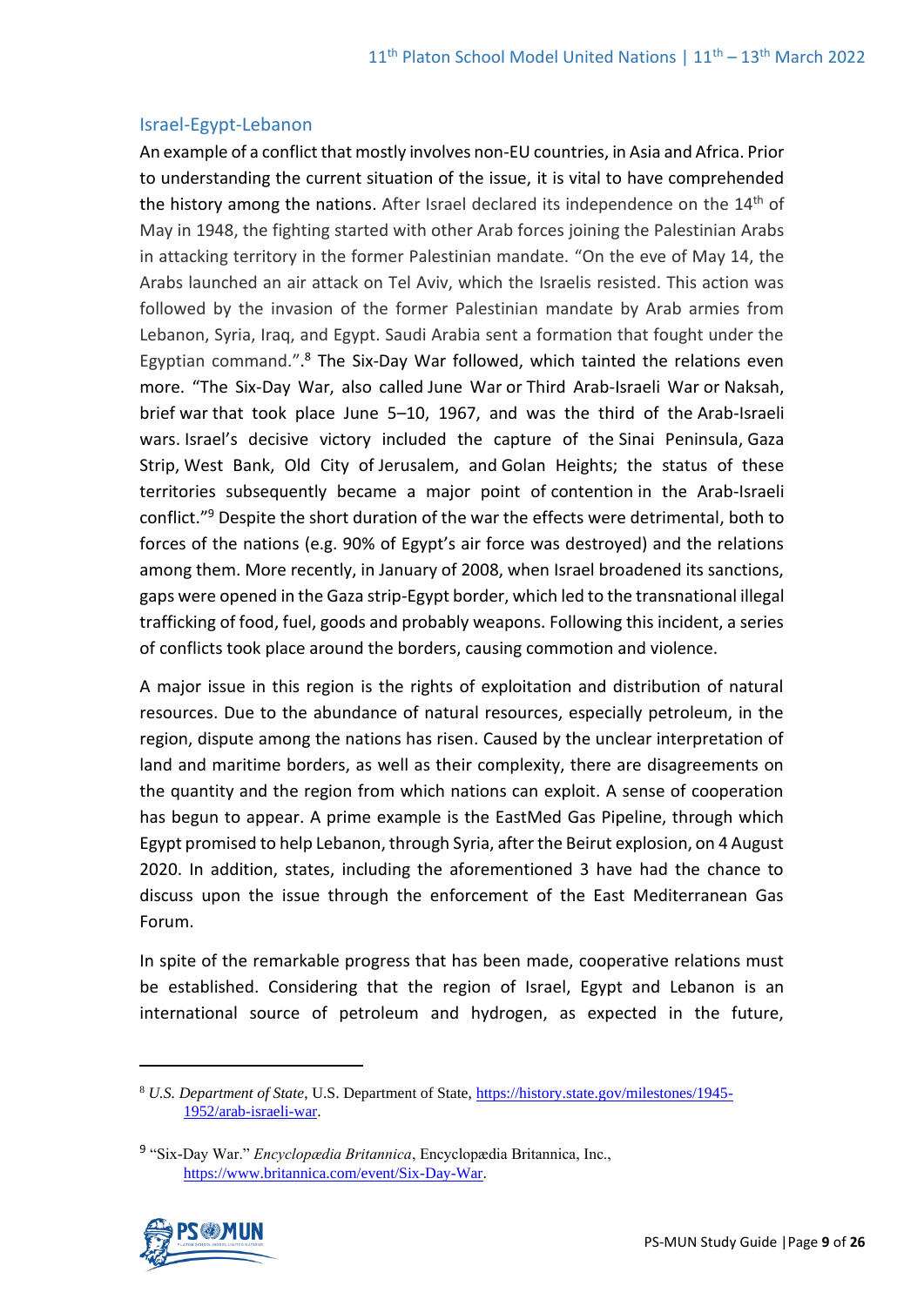## Israel-Egypt-Lebanon

An example of a conflict that mostly involves non-EU countries, in Asia and Africa. Prior to understanding the current situation of the issue, it is vital to have comprehended the history among the nations. After Israel declared its independence on the 14th of May in 1948, the fighting started with other Arab forces joining the Palestinian Arabs in attacking territory in the former Palestinian mandate. "On the eve of May 14, the Arabs launched an air attack on Tel Aviv, which the Israelis resisted. This action was followed by the invasion of the former Palestinian mandate by Arab armies from Lebanon, Syria, Iraq, and Egypt. Saudi Arabia sent a formation that fought under the Egyptian command.".[8] The Six-Day War followed, which tainted the relations even more. "The Six-Day War, also called June War or Third Arab-Israeli War or Naksah, brief war that took place June 5–10, 1967, and was the third of the Arab-Israeli wars. Israel's decisive victory included the capture of the Sinai Peninsula, Gaza Strip, West Bank, Old City of Jerusalem, and Golan Heights; the status of these territories subsequently became a major point of contention in the Arab-Israeli conflict."[9] Despite the short duration of the war the effects were detrimental, both to forces of the nations (e.g. 90% of Egypt's air force was destroyed) and the relations among them. More recently, in January of 2008, when Israel broadened its sanctions, gaps were opened in the Gaza strip-Egypt border, which led to the transnational illegal trafficking of food, fuel, goods and probably weapons. Following this incident, a series of conflicts took place around the borders, causing commotion and violence.

A major issue in this region is the rights of exploitation and distribution of natural resources. Due to the abundance of natural resources, especially petroleum, in the region, dispute among the nations has risen. Caused by the unclear interpretation of land and maritime borders, as well as their complexity, there are disagreements on the quantity and the region from which nations can exploit. A sense of cooperation has begun to appear. A prime example is the EastMed Gas Pipeline, through which Egypt promised to help Lebanon, through Syria, after the Beirut explosion, on 4 August 2020. In addition, states, including the aforementioned 3 have had the chance to discuss upon the issue through the enforcement of the East Mediterranean Gas Forum.

In spite of the remarkable progress that has been made, cooperative relations must be established. Considering that the region of Israel, Egypt and Lebanon is an international source of petroleum and hydrogen, as expected in the future,

---

[8] *U.S. Department of State*, U.S. Department of State, https://history.state.gov/milestones/1945-1952/arab-israeli-war.

[9] "Six-Day War." *Encyclopædia Britannica*, Encyclopædia Britannica, Inc., https://www.britannica.com/event/Six-Day-War.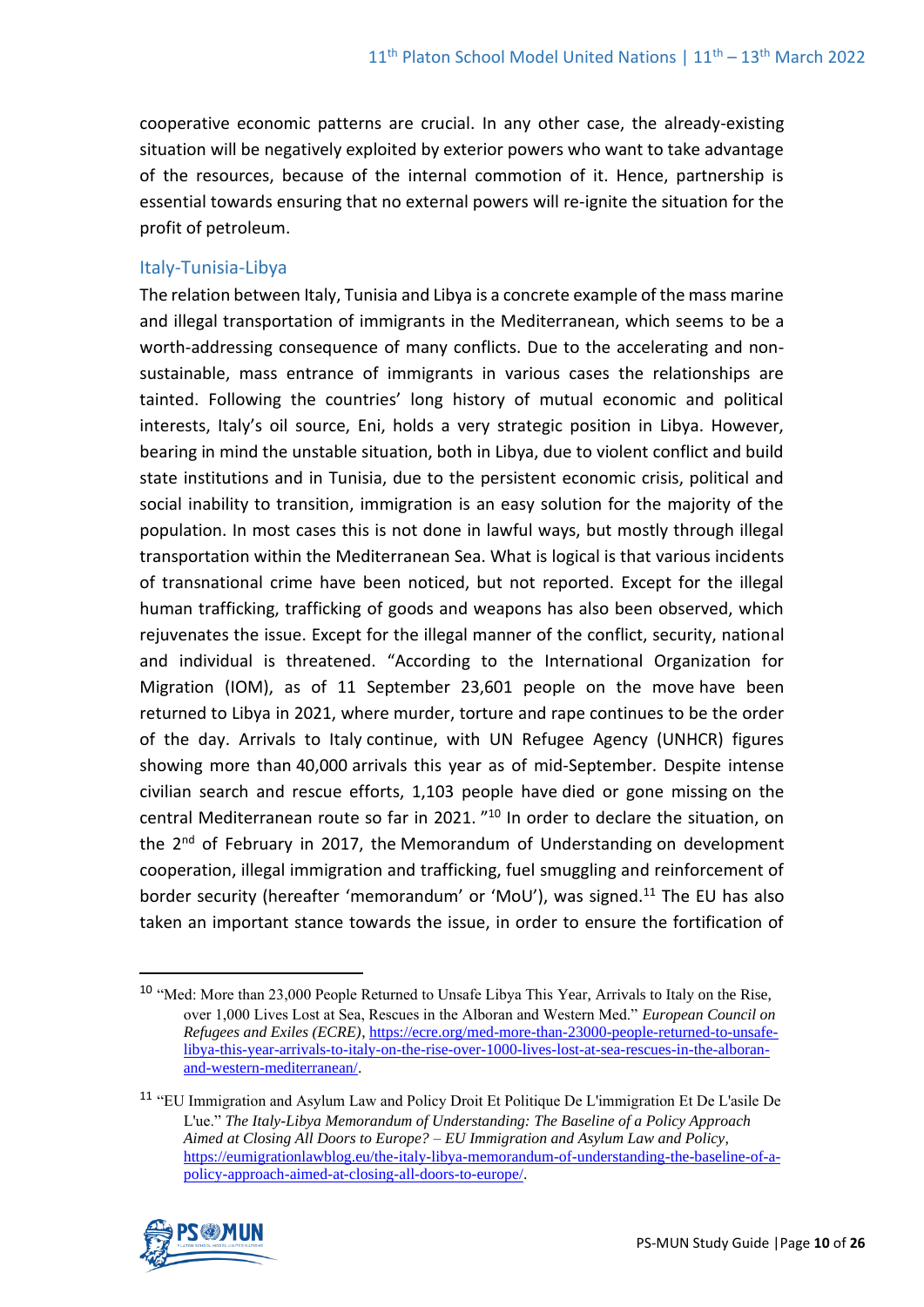cooperative economic patterns are crucial. In any other case, the already-existing situation will be negatively exploited by exterior powers who want to take advantage of the resources, because of the internal commotion of it. Hence, partnership is essential towards ensuring that no external powers will re-ignite the situation for the profit of petroleum.

### Italy-Tunisia-Libya

The relation between Italy, Tunisia and Libya is a concrete example of the mass marine and illegal transportation of immigrants in the Mediterranean, which seems to be a worth-addressing consequence of many conflicts. Due to the accelerating and non-sustainable, mass entrance of immigrants in various cases the relationships are tainted. Following the countries' long history of mutual economic and political interests, Italy's oil source, Eni, holds a very strategic position in Libya. However, bearing in mind the unstable situation, both in Libya, due to violent conflict and build state institutions and in Tunisia, due to the persistent economic crisis, political and social inability to transition, immigration is an easy solution for the majority of the population. In most cases this is not done in lawful ways, but mostly through illegal transportation within the Mediterranean Sea. What is logical is that various incidents of transnational crime have been noticed, but not reported. Except for the illegal human trafficking, trafficking of goods and weapons has also been observed, which rejuvenates the issue. Except for the illegal manner of the conflict, security, national and individual is threatened. "According to the International Organization for Migration (IOM), as of 11 September 23,601 people on the move have been returned to Libya in 2021, where murder, torture and rape continues to be the order of the day. Arrivals to Italy continue, with UN Refugee Agency (UNHCR) figures showing more than 40,000 arrivals this year as of mid-September. Despite intense civilian search and rescue efforts, 1,103 people have died or gone missing on the central Mediterranean route so far in 2021. "[10] In order to declare the situation, on the 2nd of February in 2017, the Memorandum of Understanding on development cooperation, illegal immigration and trafficking, fuel smuggling and reinforcement of border security (hereafter 'memorandum' or 'MoU'), was signed.[11] The EU has also taken an important stance towards the issue, in order to ensure the fortification of

---

[10] "Med: More than 23,000 People Returned to Unsafe Libya This Year, Arrivals to Italy on the Rise, over 1,000 Lives Lost at Sea, Rescues in the Alboran and Western Med." *European Council on Refugees and Exiles (ECRE)*, https://ecre.org/med-more-than-23000-people-returned-to-unsafe-libya-this-year-arrivals-to-italy-on-the-rise-over-1000-lives-lost-at-sea-rescues-in-the-alboran-and-western-mediterranean/.

[11] "EU Immigration and Asylum Law and Policy Droit Et Politique De L'immigration Et De L'asile De L'ue." *The Italy-Libya Memorandum of Understanding: The Baseline of a Policy Approach Aimed at Closing All Doors to Europe? – EU Immigration and Asylum Law and Policy*, https://eumigrationlawblog.eu/the-italy-libya-memorandum-of-understanding-the-baseline-of-a-policy-approach-aimed-at-closing-all-doors-to-europe/.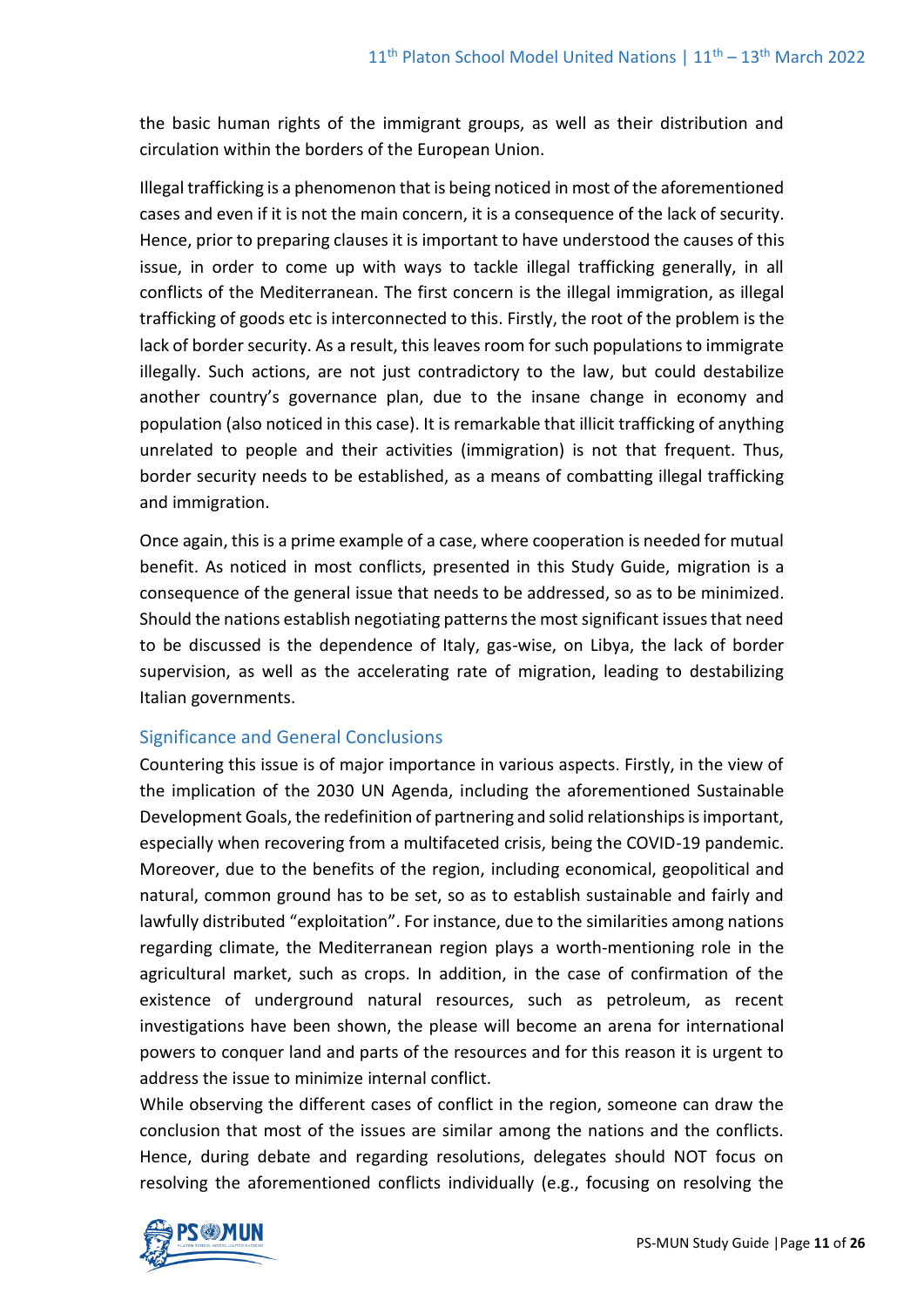the basic human rights of the immigrant groups, as well as their distribution and circulation within the borders of the European Union.

Illegal trafficking is a phenomenon that is being noticed in most of the aforementioned cases and even if it is not the main concern, it is a consequence of the lack of security. Hence, prior to preparing clauses it is important to have understood the causes of this issue, in order to come up with ways to tackle illegal trafficking generally, in all conflicts of the Mediterranean. The first concern is the illegal immigration, as illegal trafficking of goods etc is interconnected to this. Firstly, the root of the problem is the lack of border security. As a result, this leaves room for such populations to immigrate illegally. Such actions, are not just contradictory to the law, but could destabilize another country's governance plan, due to the insane change in economy and population (also noticed in this case). It is remarkable that illicit trafficking of anything unrelated to people and their activities (immigration) is not that frequent. Thus, border security needs to be established, as a means of combatting illegal trafficking and immigration.

Once again, this is a prime example of a case, where cooperation is needed for mutual benefit. As noticed in most conflicts, presented in this Study Guide, migration is a consequence of the general issue that needs to be addressed, so as to be minimized. Should the nations establish negotiating patterns the most significant issues that need to be discussed is the dependence of Italy, gas-wise, on Libya, the lack of border supervision, as well as the accelerating rate of migration, leading to destabilizing Italian governments.

## Significance and General Conclusions

Countering this issue is of major importance in various aspects. Firstly, in the view of the implication of the 2030 UN Agenda, including the aforementioned Sustainable Development Goals, the redefinition of partnering and solid relationships is important, especially when recovering from a multifaceted crisis, being the COVID-19 pandemic. Moreover, due to the benefits of the region, including economical, geopolitical and natural, common ground has to be set, so as to establish sustainable and fairly and lawfully distributed "exploitation". For instance, due to the similarities among nations regarding climate, the Mediterranean region plays a worth-mentioning role in the agricultural market, such as crops. In addition, in the case of confirmation of the existence of underground natural resources, such as petroleum, as recent investigations have been shown, the please will become an arena for international powers to conquer land and parts of the resources and for this reason it is urgent to address the issue to minimize internal conflict.

While observing the different cases of conflict in the region, someone can draw the conclusion that most of the issues are similar among the nations and the conflicts. Hence, during debate and regarding resolutions, delegates should NOT focus on resolving the aforementioned conflicts individually (e.g., focusing on resolving the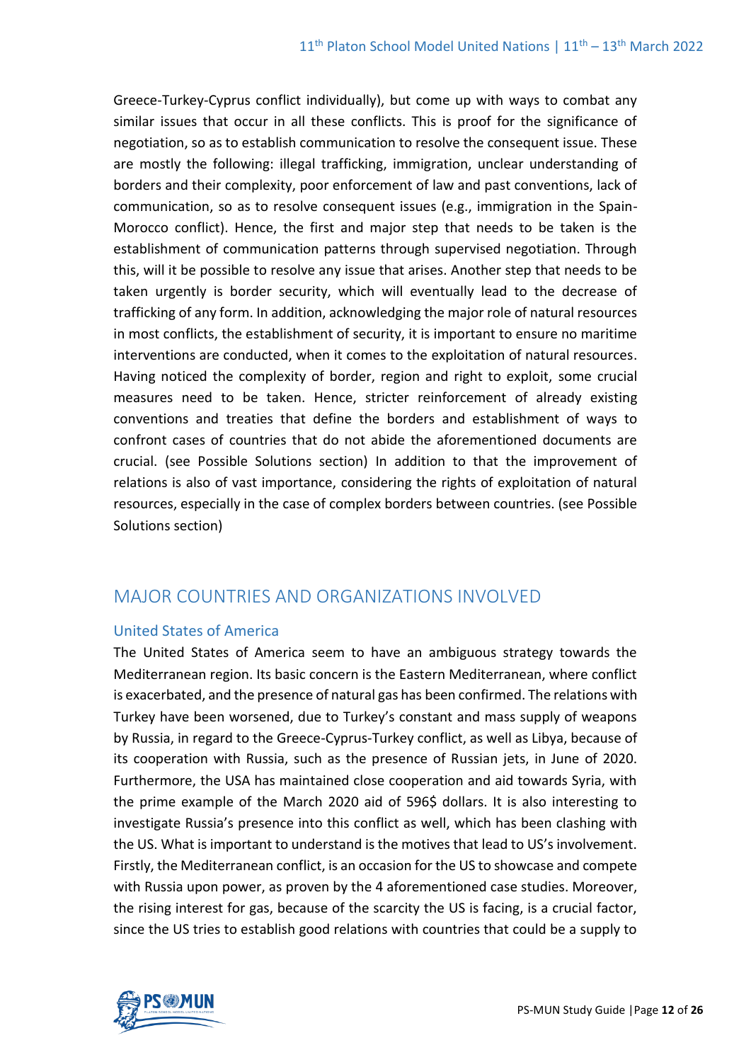Greece-Turkey-Cyprus conflict individually), but come up with ways to combat any similar issues that occur in all these conflicts. This is proof for the significance of negotiation, so as to establish communication to resolve the consequent issue. These are mostly the following: illegal trafficking, immigration, unclear understanding of borders and their complexity, poor enforcement of law and past conventions, lack of communication, so as to resolve consequent issues (e.g., immigration in the Spain-Morocco conflict). Hence, the first and major step that needs to be taken is the establishment of communication patterns through supervised negotiation. Through this, will it be possible to resolve any issue that arises. Another step that needs to be taken urgently is border security, which will eventually lead to the decrease of trafficking of any form. In addition, acknowledging the major role of natural resources in most conflicts, the establishment of security, it is important to ensure no maritime interventions are conducted, when it comes to the exploitation of natural resources. Having noticed the complexity of border, region and right to exploit, some crucial measures need to be taken. Hence, stricter reinforcement of already existing conventions and treaties that define the borders and establishment of ways to confront cases of countries that do not abide the aforementioned documents are crucial. (see Possible Solutions section) In addition to that the improvement of relations is also of vast importance, considering the rights of exploitation of natural resources, especially in the case of complex borders between countries. (see Possible Solutions section)

## MAJOR COUNTRIES AND ORGANIZATIONS INVOLVED

### United States of America

The United States of America seem to have an ambiguous strategy towards the Mediterranean region. Its basic concern is the Eastern Mediterranean, where conflict is exacerbated, and the presence of natural gas has been confirmed. The relations with Turkey have been worsened, due to Turkey's constant and mass supply of weapons by Russia, in regard to the Greece-Cyprus-Turkey conflict, as well as Libya, because of its cooperation with Russia, such as the presence of Russian jets, in June of 2020. Furthermore, the USA has maintained close cooperation and aid towards Syria, with the prime example of the March 2020 aid of 596$ dollars. It is also interesting to investigate Russia's presence into this conflict as well, which has been clashing with the US. What is important to understand is the motives that lead to US's involvement. Firstly, the Mediterranean conflict, is an occasion for the US to showcase and compete with Russia upon power, as proven by the 4 aforementioned case studies. Moreover, the rising interest for gas, because of the scarcity the US is facing, is a crucial factor, since the US tries to establish good relations with countries that could be a supply to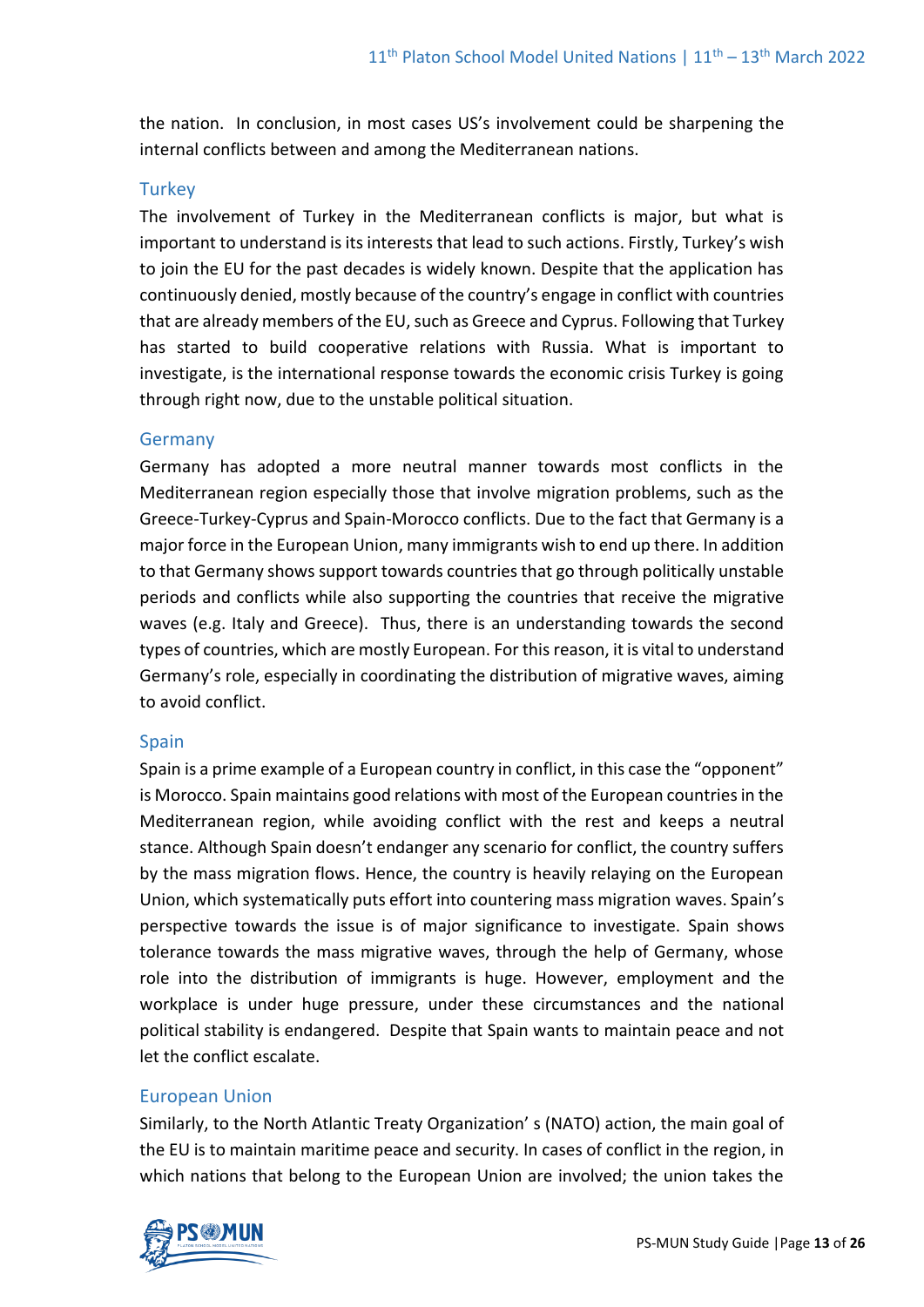the nation. In conclusion, in most cases US's involvement could be sharpening the internal conflicts between and among the Mediterranean nations.

### Turkey

The involvement of Turkey in the Mediterranean conflicts is major, but what is important to understand is its interests that lead to such actions. Firstly, Turkey's wish to join the EU for the past decades is widely known. Despite that the application has continuously denied, mostly because of the country's engage in conflict with countries that are already members of the EU, such as Greece and Cyprus. Following that Turkey has started to build cooperative relations with Russia. What is important to investigate, is the international response towards the economic crisis Turkey is going through right now, due to the unstable political situation.

### Germany

Germany has adopted a more neutral manner towards most conflicts in the Mediterranean region especially those that involve migration problems, such as the Greece-Turkey-Cyprus and Spain-Morocco conflicts. Due to the fact that Germany is a major force in the European Union, many immigrants wish to end up there. In addition to that Germany shows support towards countries that go through politically unstable periods and conflicts while also supporting the countries that receive the migrative waves (e.g. Italy and Greece). Thus, there is an understanding towards the second types of countries, which are mostly European. For this reason, it is vital to understand Germany's role, especially in coordinating the distribution of migrative waves, aiming to avoid conflict.

### Spain

Spain is a prime example of a European country in conflict, in this case the "opponent" is Morocco. Spain maintains good relations with most of the European countries in the Mediterranean region, while avoiding conflict with the rest and keeps a neutral stance. Although Spain doesn't endanger any scenario for conflict, the country suffers by the mass migration flows. Hence, the country is heavily relaying on the European Union, which systematically puts effort into countering mass migration waves. Spain's perspective towards the issue is of major significance to investigate. Spain shows tolerance towards the mass migrative waves, through the help of Germany, whose role into the distribution of immigrants is huge. However, employment and the workplace is under huge pressure, under these circumstances and the national political stability is endangered. Despite that Spain wants to maintain peace and not let the conflict escalate.

### European Union

Similarly, to the North Atlantic Treaty Organization' s (NATO) action, the main goal of the EU is to maintain maritime peace and security. In cases of conflict in the region, in which nations that belong to the European Union are involved; the union takes the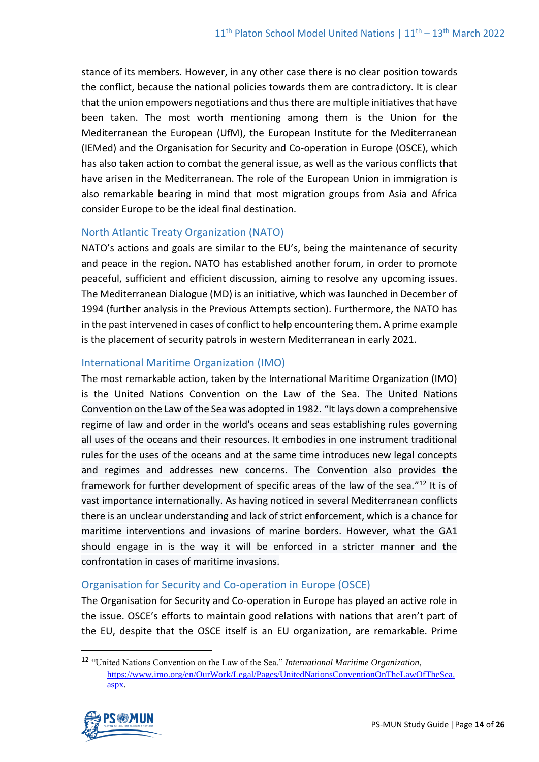stance of its members. However, in any other case there is no clear position towards the conflict, because the national policies towards them are contradictory. It is clear that the union empowers negotiations and thus there are multiple initiatives that have been taken. The most worth mentioning among them is the Union for the Mediterranean the European (UfM), the European Institute for the Mediterranean (IEMed) and the Organisation for Security and Co-operation in Europe (OSCE), which has also taken action to combat the general issue, as well as the various conflicts that have arisen in the Mediterranean. The role of the European Union in immigration is also remarkable bearing in mind that most migration groups from Asia and Africa consider Europe to be the ideal final destination.

### North Atlantic Treaty Organization (NATO)

NATO's actions and goals are similar to the EU's, being the maintenance of security and peace in the region. NATO has established another forum, in order to promote peaceful, sufficient and efficient discussion, aiming to resolve any upcoming issues. The Mediterranean Dialogue (MD) is an initiative, which was launched in December of 1994 (further analysis in the Previous Attempts section). Furthermore, the NATO has in the past intervened in cases of conflict to help encountering them. A prime example is the placement of security patrols in western Mediterranean in early 2021.

### International Maritime Organization (IMO)

The most remarkable action, taken by the International Maritime Organization (IMO) is the United Nations Convention on the Law of the Sea. The United Nations Convention on the Law of the Sea was adopted in 1982. "It lays down a comprehensive regime of law and order in the world's oceans and seas establishing rules governing all uses of the oceans and their resources. It embodies in one instrument traditional rules for the uses of the oceans and at the same time introduces new legal concepts and regimes and addresses new concerns. The Convention also provides the framework for further development of specific areas of the law of the sea."[12] It is of vast importance internationally. As having noticed in several Mediterranean conflicts there is an unclear understanding and lack of strict enforcement, which is a chance for maritime interventions and invasions of marine borders. However, what the GA1 should engage in is the way it will be enforced in a stricter manner and the confrontation in cases of maritime invasions.

### Organisation for Security and Co-operation in Europe (OSCE)

The Organisation for Security and Co-operation in Europe has played an active role in the issue. OSCE's efforts to maintain good relations with nations that aren't part of the EU, despite that the OSCE itself is an EU organization, are remarkable. Prime

---

[12] "United Nations Convention on the Law of the Sea." *International Maritime Organization*, https://www.imo.org/en/OurWork/Legal/Pages/UnitedNationsConventionOnTheLawOfTheSea.aspx.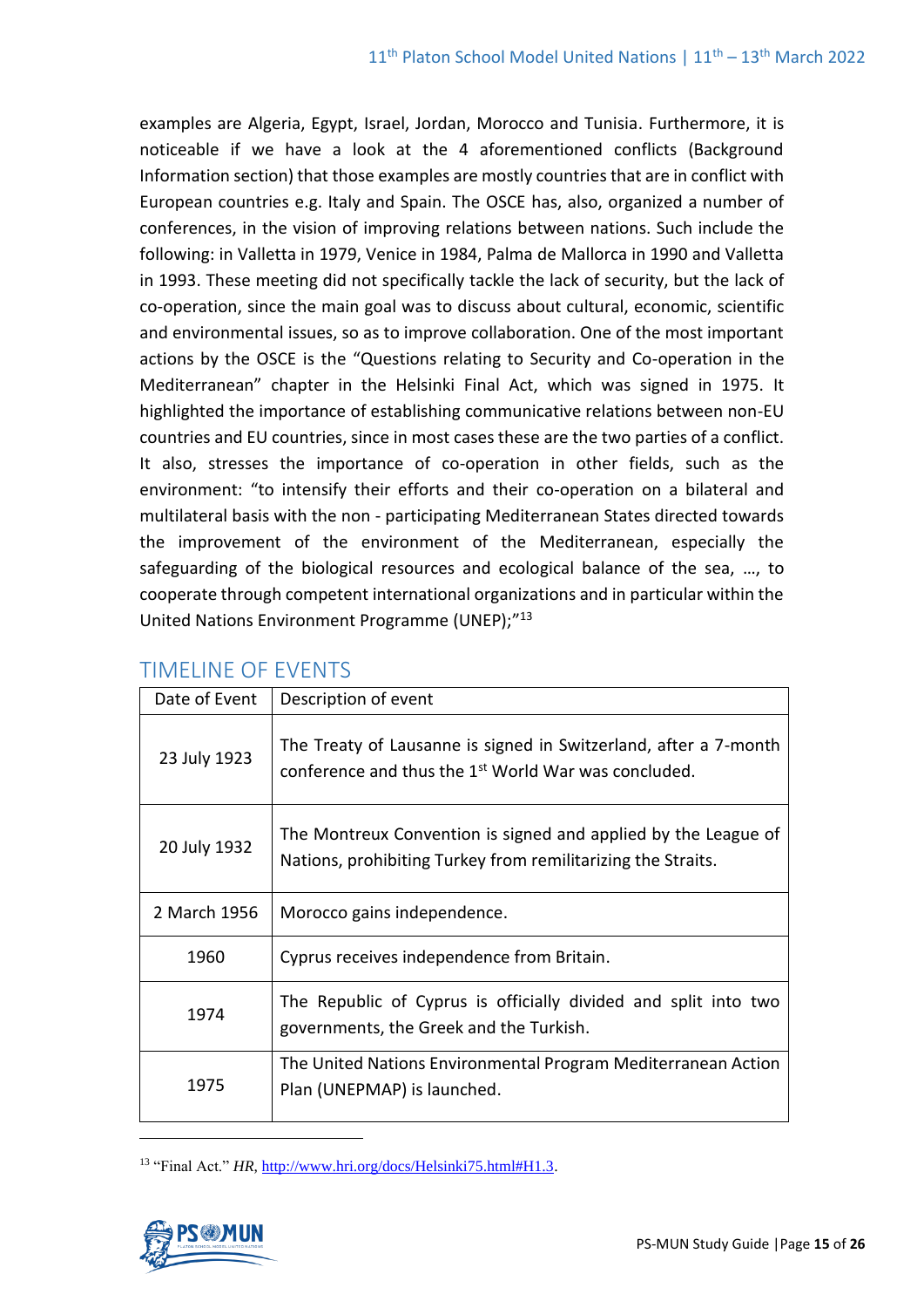examples are Algeria, Egypt, Israel, Jordan, Morocco and Tunisia. Furthermore, it is noticeable if we have a look at the 4 aforementioned conflicts (Background Information section) that those examples are mostly countries that are in conflict with European countries e.g. Italy and Spain. The OSCE has, also, organized a number of conferences, in the vision of improving relations between nations. Such include the following: in Valletta in 1979, Venice in 1984, Palma de Mallorca in 1990 and Valletta in 1993. These meeting did not specifically tackle the lack of security, but the lack of co-operation, since the main goal was to discuss about cultural, economic, scientific and environmental issues, so as to improve collaboration. One of the most important actions by the OSCE is the "Questions relating to Security and Co-operation in the Mediterranean" chapter in the Helsinki Final Act, which was signed in 1975. It highlighted the importance of establishing communicative relations between non-EU countries and EU countries, since in most cases these are the two parties of a conflict. It also, stresses the importance of co-operation in other fields, such as the environment: "to intensify their efforts and their co-operation on a bilateral and multilateral basis with the non - participating Mediterranean States directed towards the improvement of the environment of the Mediterranean, especially the safeguarding of the biological resources and ecological balance of the sea, …, to cooperate through competent international organizations and in particular within the United Nations Environment Programme (UNEP);"[13]

## TIMELINE OF EVENTS

| Date of Event | Description of event |
|---|---|
| 23 July 1923 | The Treaty of Lausanne is signed in Switzerland, after a 7-month conference and thus the 1st World War was concluded. |
| 20 July 1932 | The Montreux Convention is signed and applied by the League of Nations, prohibiting Turkey from remilitarizing the Straits. |
| 2 March 1956 | Morocco gains independence. |
| 1960 | Cyprus receives independence from Britain. |
| 1974 | The Republic of Cyprus is officially divided and split into two governments, the Greek and the Turkish. |
| 1975 | The United Nations Environmental Program Mediterranean Action Plan (UNEPMAP) is launched. |

[13] "Final Act." *HR*, http://www.hri.org/docs/Helsinki75.html#H1.3.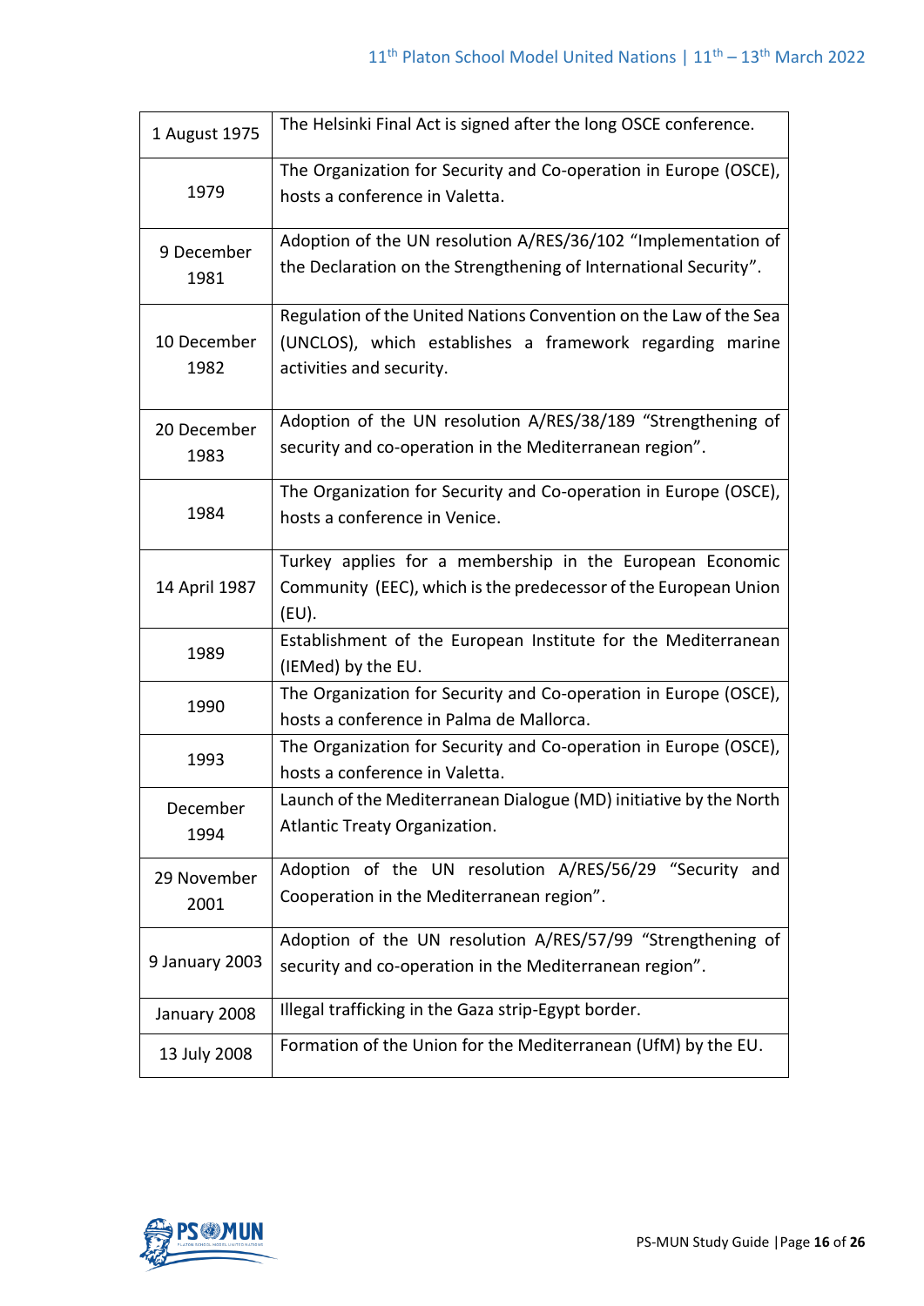| | |
|---|---|
| 1 August 1975 | The Helsinki Final Act is signed after the long OSCE conference. |
| 1979 | The Organization for Security and Co-operation in Europe (OSCE), hosts a conference in Valetta. |
| 9 December 1981 | Adoption of the UN resolution A/RES/36/102 "Implementation of the Declaration on the Strengthening of International Security". |
| 10 December 1982 | Regulation of the United Nations Convention on the Law of the Sea (UNCLOS), which establishes a framework regarding marine activities and security. |
| 20 December 1983 | Adoption of the UN resolution A/RES/38/189 "Strengthening of security and co-operation in the Mediterranean region". |
| 1984 | The Organization for Security and Co-operation in Europe (OSCE), hosts a conference in Venice. |
| 14 April 1987 | Turkey applies for a membership in the European Economic Community (EEC), which is the predecessor of the European Union (EU). |
| 1989 | Establishment of the European Institute for the Mediterranean (IEMed) by the EU. |
| 1990 | The Organization for Security and Co-operation in Europe (OSCE), hosts a conference in Palma de Mallorca. |
| 1993 | The Organization for Security and Co-operation in Europe (OSCE), hosts a conference in Valetta. |
| December 1994 | Launch of the Mediterranean Dialogue (MD) initiative by the North Atlantic Treaty Organization. |
| 29 November 2001 | Adoption of the UN resolution A/RES/56/29 "Security and Cooperation in the Mediterranean region". |
| 9 January 2003 | Adoption of the UN resolution A/RES/57/99 "Strengthening of security and co-operation in the Mediterranean region". |
| January 2008 | Illegal trafficking in the Gaza strip-Egypt border. |
| 13 July 2008 | Formation of the Union for the Mediterranean (UfM) by the EU. |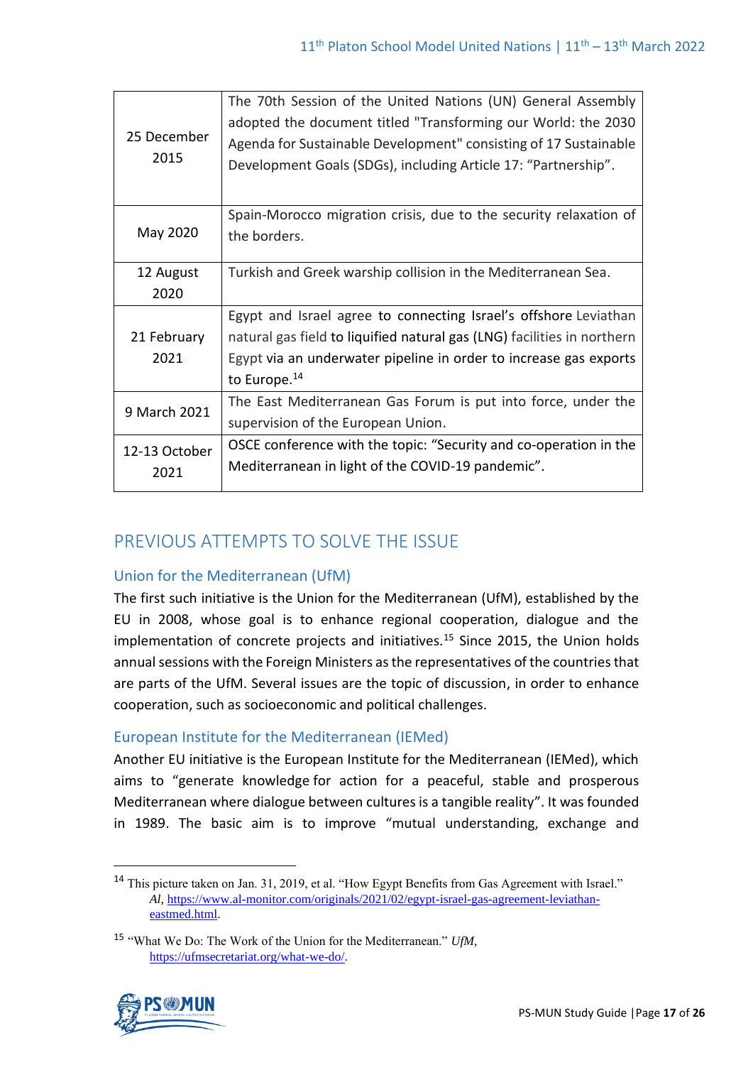| | |
|---|---|
| 25 December 2015 | The 70th Session of the United Nations (UN) General Assembly adopted the document titled "Transforming our World: the 2030 Agenda for Sustainable Development" consisting of 17 Sustainable Development Goals (SDGs), including Article 17: "Partnership". |
| May 2020 | Spain-Morocco migration crisis, due to the security relaxation of the borders. |
| 12 August 2020 | Turkish and Greek warship collision in the Mediterranean Sea. |
| 21 February 2021 | Egypt and Israel agree to connecting Israel's offshore Leviathan natural gas field to liquified natural gas (LNG) facilities in northern Egypt via an underwater pipeline in order to increase gas exports to Europe.[14] |
| 9 March 2021 | The East Mediterranean Gas Forum is put into force, under the supervision of the European Union. |
| 12-13 October 2021 | OSCE conference with the topic: "Security and co-operation in the Mediterranean in light of the COVID-19 pandemic". |

## PREVIOUS ATTEMPTS TO SOLVE THE ISSUE

### Union for the Mediterranean (UfM)

The first such initiative is the Union for the Mediterranean (UfM), established by the EU in 2008, whose goal is to enhance regional cooperation, dialogue and the implementation of concrete projects and initiatives.[15] Since 2015, the Union holds annual sessions with the Foreign Ministers as the representatives of the countries that are parts of the UfM. Several issues are the topic of discussion, in order to enhance cooperation, such as socioeconomic and political challenges.

### European Institute for the Mediterranean (IEMed)

Another EU initiative is the European Institute for the Mediterranean (IEMed), which aims to "generate knowledge for action for a peaceful, stable and prosperous Mediterranean where dialogue between cultures is a tangible reality". It was founded in 1989. The basic aim is to improve "mutual understanding, exchange and

---

[14] This picture taken on Jan. 31, 2019, et al. "How Egypt Benefits from Gas Agreement with Israel." *Al*, https://www.al-monitor.com/originals/2021/02/egypt-israel-gas-agreement-leviathan-eastmed.html.

[15] "What We Do: The Work of the Union for the Mediterranean." *UfM*, https://ufmsecretariat.org/what-we-do/.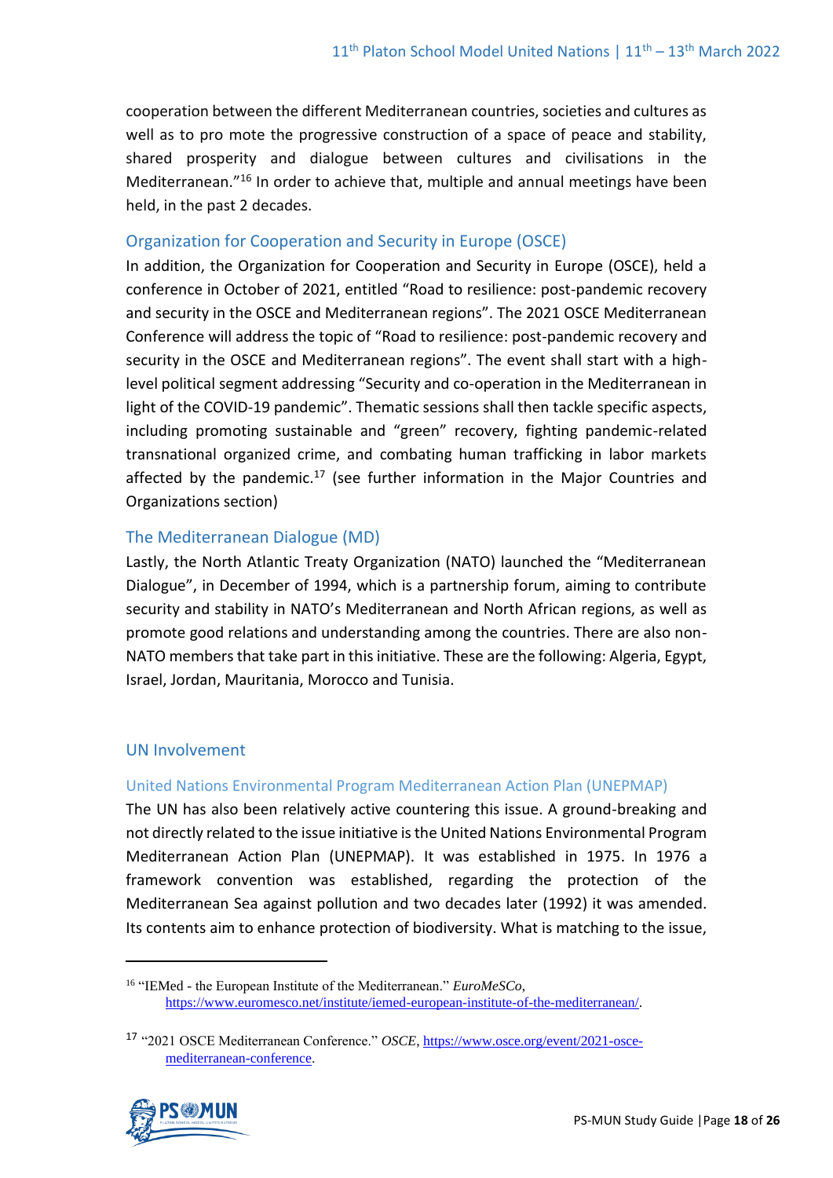cooperation between the different Mediterranean countries, societies and cultures as well as to pro mote the progressive construction of a space of peace and stability, shared prosperity and dialogue between cultures and civilisations in the Mediterranean."[16] In order to achieve that, multiple and annual meetings have been held, in the past 2 decades.

### Organization for Cooperation and Security in Europe (OSCE)

In addition, the Organization for Cooperation and Security in Europe (OSCE), held a conference in October of 2021, entitled "Road to resilience: post-pandemic recovery and security in the OSCE and Mediterranean regions". The 2021 OSCE Mediterranean Conference will address the topic of "Road to resilience: post-pandemic recovery and security in the OSCE and Mediterranean regions". The event shall start with a high-level political segment addressing "Security and co-operation in the Mediterranean in light of the COVID-19 pandemic". Thematic sessions shall then tackle specific aspects, including promoting sustainable and "green" recovery, fighting pandemic-related transnational organized crime, and combating human trafficking in labor markets affected by the pandemic.[17] (see further information in the Major Countries and Organizations section)

### The Mediterranean Dialogue (MD)

Lastly, the North Atlantic Treaty Organization (NATO) launched the "Mediterranean Dialogue", in December of 1994, which is a partnership forum, aiming to contribute security and stability in NATO's Mediterranean and North African regions, as well as promote good relations and understanding among the countries. There are also non-NATO members that take part in this initiative. These are the following: Algeria, Egypt, Israel, Jordan, Mauritania, Morocco and Tunisia.

## UN Involvement

### United Nations Environmental Program Mediterranean Action Plan (UNEPMAP)

The UN has also been relatively active countering this issue. A ground-breaking and not directly related to the issue initiative is the United Nations Environmental Program Mediterranean Action Plan (UNEPMAP). It was established in 1975. In 1976 a framework convention was established, regarding the protection of the Mediterranean Sea against pollution and two decades later (1992) it was amended. Its contents aim to enhance protection of biodiversity. What is matching to the issue,

---

[16] "IEMed - the European Institute of the Mediterranean." *EuroMeSCo*, https://www.euromesco.net/institute/iemed-european-institute-of-the-mediterranean/.

[17] "2021 OSCE Mediterranean Conference." *OSCE*, https://www.osce.org/event/2021-osce-mediterranean-conference.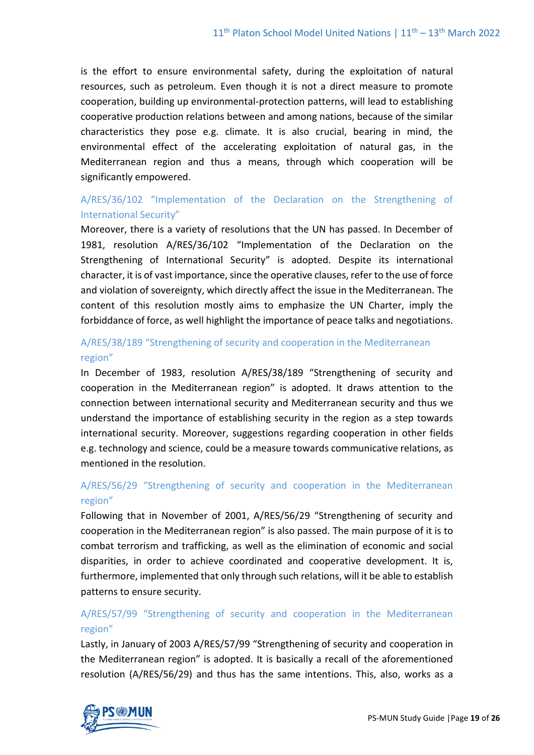is the effort to ensure environmental safety, during the exploitation of natural resources, such as petroleum. Even though it is not a direct measure to promote cooperation, building up environmental-protection patterns, will lead to establishing cooperative production relations between and among nations, because of the similar characteristics they pose e.g. climate. It is also crucial, bearing in mind, the environmental effect of the accelerating exploitation of natural gas, in the Mediterranean region and thus a means, through which cooperation will be significantly empowered.

### A/RES/36/102 "Implementation of the Declaration on the Strengthening of International Security"

Moreover, there is a variety of resolutions that the UN has passed. In December of 1981, resolution A/RES/36/102 "Implementation of the Declaration on the Strengthening of International Security" is adopted. Despite its international character, it is of vast importance, since the operative clauses, refer to the use of force and violation of sovereignty, which directly affect the issue in the Mediterranean. The content of this resolution mostly aims to emphasize the UN Charter, imply the forbiddance of force, as well highlight the importance of peace talks and negotiations.

### A/RES/38/189 "Strengthening of security and cooperation in the Mediterranean region"

In December of 1983, resolution A/RES/38/189 "Strengthening of security and cooperation in the Mediterranean region" is adopted. It draws attention to the connection between international security and Mediterranean security and thus we understand the importance of establishing security in the region as a step towards international security. Moreover, suggestions regarding cooperation in other fields e.g. technology and science, could be a measure towards communicative relations, as mentioned in the resolution.

### A/RES/56/29 "Strengthening of security and cooperation in the Mediterranean region"

Following that in November of 2001, A/RES/56/29 "Strengthening of security and cooperation in the Mediterranean region" is also passed. The main purpose of it is to combat terrorism and trafficking, as well as the elimination of economic and social disparities, in order to achieve coordinated and cooperative development. It is, furthermore, implemented that only through such relations, will it be able to establish patterns to ensure security.

### A/RES/57/99 "Strengthening of security and cooperation in the Mediterranean region"

Lastly, in January of 2003 A/RES/57/99 "Strengthening of security and cooperation in the Mediterranean region" is adopted. It is basically a recall of the aforementioned resolution (A/RES/56/29) and thus has the same intentions. This, also, works as a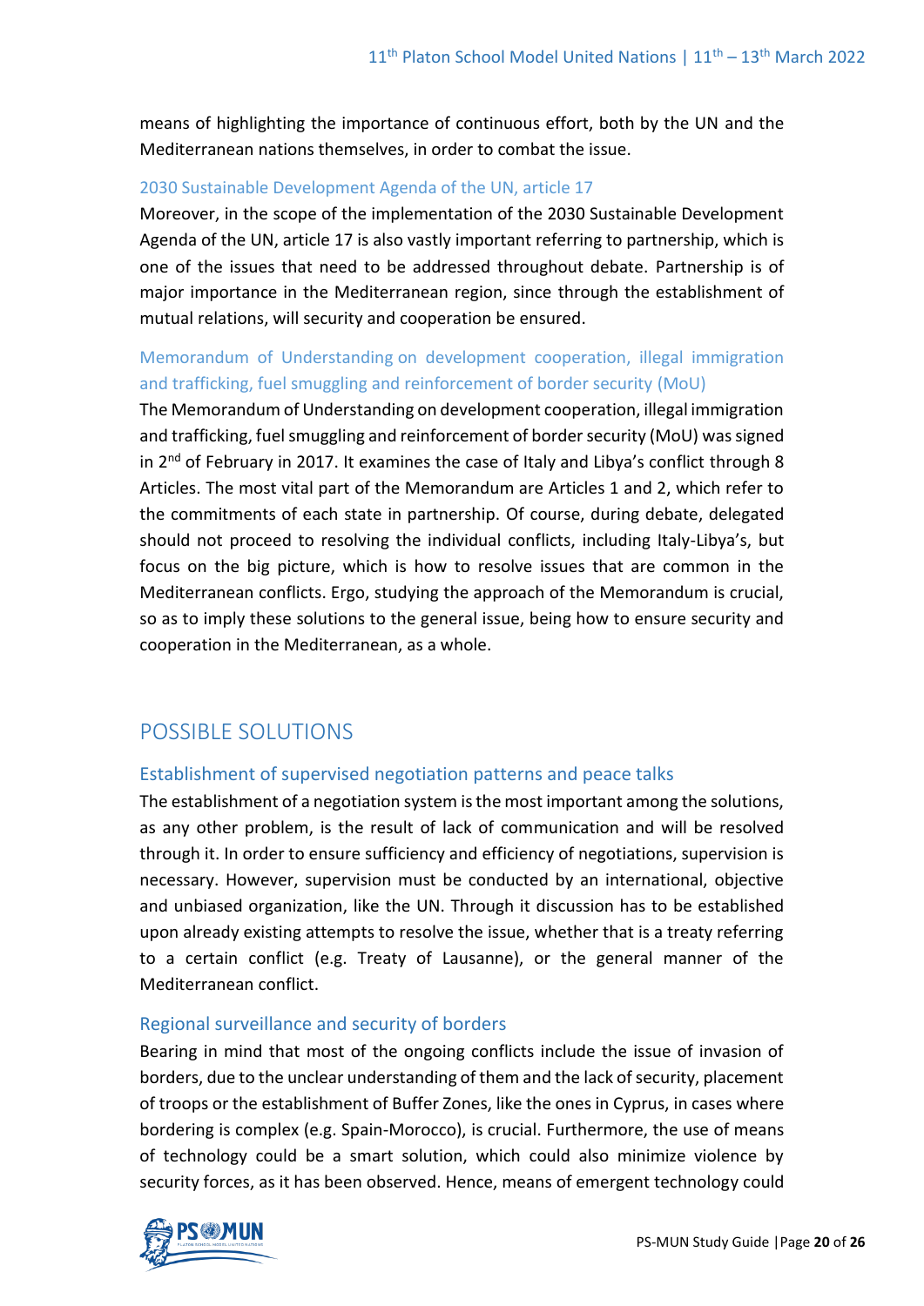means of highlighting the importance of continuous effort, both by the UN and the Mediterranean nations themselves, in order to combat the issue.

### 2030 Sustainable Development Agenda of the UN, article 17

Moreover, in the scope of the implementation of the 2030 Sustainable Development Agenda of the UN, article 17 is also vastly important referring to partnership, which is one of the issues that need to be addressed throughout debate. Partnership is of major importance in the Mediterranean region, since through the establishment of mutual relations, will security and cooperation be ensured.

### Memorandum of Understanding on development cooperation, illegal immigration and trafficking, fuel smuggling and reinforcement of border security (MoU)

The Memorandum of Understanding on development cooperation, illegal immigration and trafficking, fuel smuggling and reinforcement of border security (MoU) was signed in 2nd of February in 2017. It examines the case of Italy and Libya's conflict through 8 Articles. The most vital part of the Memorandum are Articles 1 and 2, which refer to the commitments of each state in partnership. Of course, during debate, delegated should not proceed to resolving the individual conflicts, including Italy-Libya's, but focus on the big picture, which is how to resolve issues that are common in the Mediterranean conflicts. Ergo, studying the approach of the Memorandum is crucial, so as to imply these solutions to the general issue, being how to ensure security and cooperation in the Mediterranean, as a whole.

## POSSIBLE SOLUTIONS

### Establishment of supervised negotiation patterns and peace talks

The establishment of a negotiation system is the most important among the solutions, as any other problem, is the result of lack of communication and will be resolved through it. In order to ensure sufficiency and efficiency of negotiations, supervision is necessary. However, supervision must be conducted by an international, objective and unbiased organization, like the UN. Through it discussion has to be established upon already existing attempts to resolve the issue, whether that is a treaty referring to a certain conflict (e.g. Treaty of Lausanne), or the general manner of the Mediterranean conflict.

### Regional surveillance and security of borders

Bearing in mind that most of the ongoing conflicts include the issue of invasion of borders, due to the unclear understanding of them and the lack of security, placement of troops or the establishment of Buffer Zones, like the ones in Cyprus, in cases where bordering is complex (e.g. Spain-Morocco), is crucial. Furthermore, the use of means of technology could be a smart solution, which could also minimize violence by security forces, as it has been observed. Hence, means of emergent technology could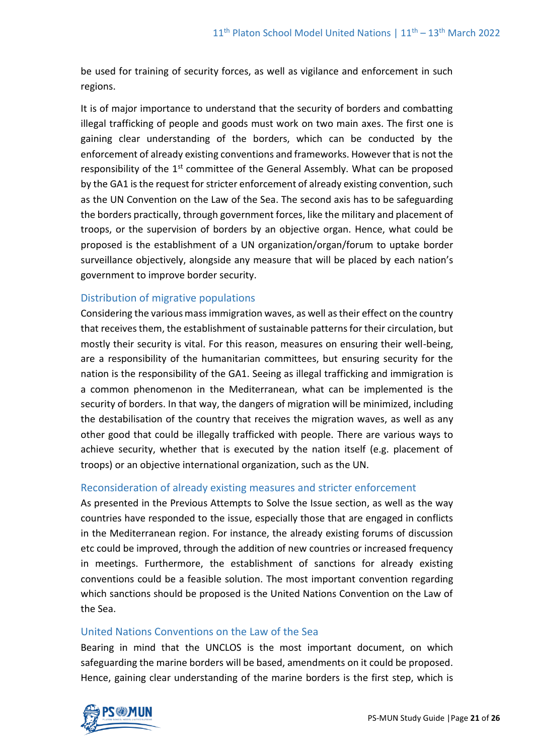be used for training of security forces, as well as vigilance and enforcement in such regions.

It is of major importance to understand that the security of borders and combatting illegal trafficking of people and goods must work on two main axes. The first one is gaining clear understanding of the borders, which can be conducted by the enforcement of already existing conventions and frameworks. However that is not the responsibility of the 1st committee of the General Assembly. What can be proposed by the GA1 is the request for stricter enforcement of already existing convention, such as the UN Convention on the Law of the Sea. The second axis has to be safeguarding the borders practically, through government forces, like the military and placement of troops, or the supervision of borders by an objective organ. Hence, what could be proposed is the establishment of a UN organization/organ/forum to uptake border surveillance objectively, alongside any measure that will be placed by each nation's government to improve border security.

### Distribution of migrative populations

Considering the various mass immigration waves, as well as their effect on the country that receives them, the establishment of sustainable patterns for their circulation, but mostly their security is vital. For this reason, measures on ensuring their well-being, are a responsibility of the humanitarian committees, but ensuring security for the nation is the responsibility of the GA1. Seeing as illegal trafficking and immigration is a common phenomenon in the Mediterranean, what can be implemented is the security of borders. In that way, the dangers of migration will be minimized, including the destabilisation of the country that receives the migration waves, as well as any other good that could be illegally trafficked with people. There are various ways to achieve security, whether that is executed by the nation itself (e.g. placement of troops) or an objective international organization, such as the UN.

### Reconsideration of already existing measures and stricter enforcement

As presented in the Previous Attempts to Solve the Issue section, as well as the way countries have responded to the issue, especially those that are engaged in conflicts in the Mediterranean region. For instance, the already existing forums of discussion etc could be improved, through the addition of new countries or increased frequency in meetings. Furthermore, the establishment of sanctions for already existing conventions could be a feasible solution. The most important convention regarding which sanctions should be proposed is the United Nations Convention on the Law of the Sea.

### United Nations Conventions on the Law of the Sea

Bearing in mind that the UNCLOS is the most important document, on which safeguarding the marine borders will be based, amendments on it could be proposed. Hence, gaining clear understanding of the marine borders is the first step, which is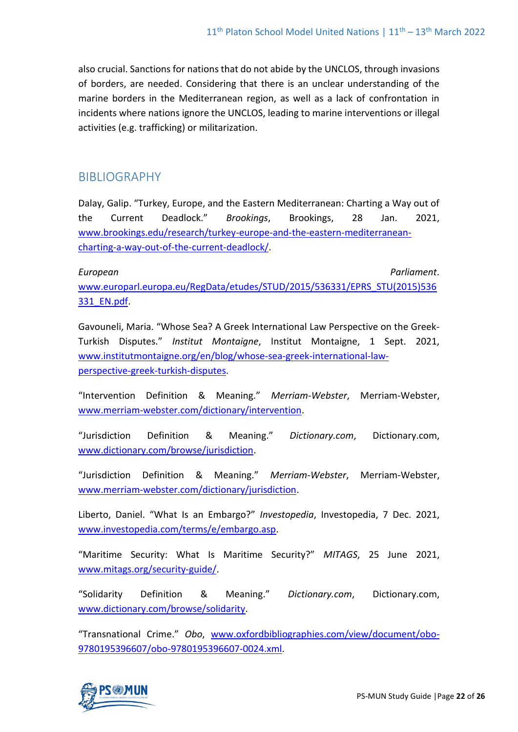also crucial. Sanctions for nations that do not abide by the UNCLOS, through invasions of borders, are needed. Considering that there is an unclear understanding of the marine borders in the Mediterranean region, as well as a lack of confrontation in incidents where nations ignore the UNCLOS, leading to marine interventions or illegal activities (e.g. trafficking) or militarization.

## BIBLIOGRAPHY

Dalay, Galip. "Turkey, Europe, and the Eastern Mediterranean: Charting a Way out of the Current Deadlock." *Brookings*, Brookings, 28 Jan. 2021, www.brookings.edu/research/turkey-europe-and-the-eastern-mediterranean-charting-a-way-out-of-the-current-deadlock/.

*European Parliament*. www.europarl.europa.eu/RegData/etudes/STUD/2015/536331/EPRS_STU(2015)536331_EN.pdf.

Gavouneli, Maria. "Whose Sea? A Greek International Law Perspective on the Greek-Turkish Disputes." *Institut Montaigne*, Institut Montaigne, 1 Sept. 2021, www.institutmontaigne.org/en/blog/whose-sea-greek-international-law-perspective-greek-turkish-disputes.

"Intervention Definition & Meaning." *Merriam-Webster*, Merriam-Webster, www.merriam-webster.com/dictionary/intervention.

"Jurisdiction Definition & Meaning." *Dictionary.com*, Dictionary.com, www.dictionary.com/browse/jurisdiction.

"Jurisdiction Definition & Meaning." *Merriam-Webster*, Merriam-Webster, www.merriam-webster.com/dictionary/jurisdiction.

Liberto, Daniel. "What Is an Embargo?" *Investopedia*, Investopedia, 7 Dec. 2021, www.investopedia.com/terms/e/embargo.asp.

"Maritime Security: What Is Maritime Security?" *MITAGS*, 25 June 2021, www.mitags.org/security-guide/.

"Solidarity Definition & Meaning." *Dictionary.com*, Dictionary.com, www.dictionary.com/browse/solidarity.

"Transnational Crime." *Obo*, www.oxfordbibliographies.com/view/document/obo-9780195396607/obo-9780195396607-0024.xml.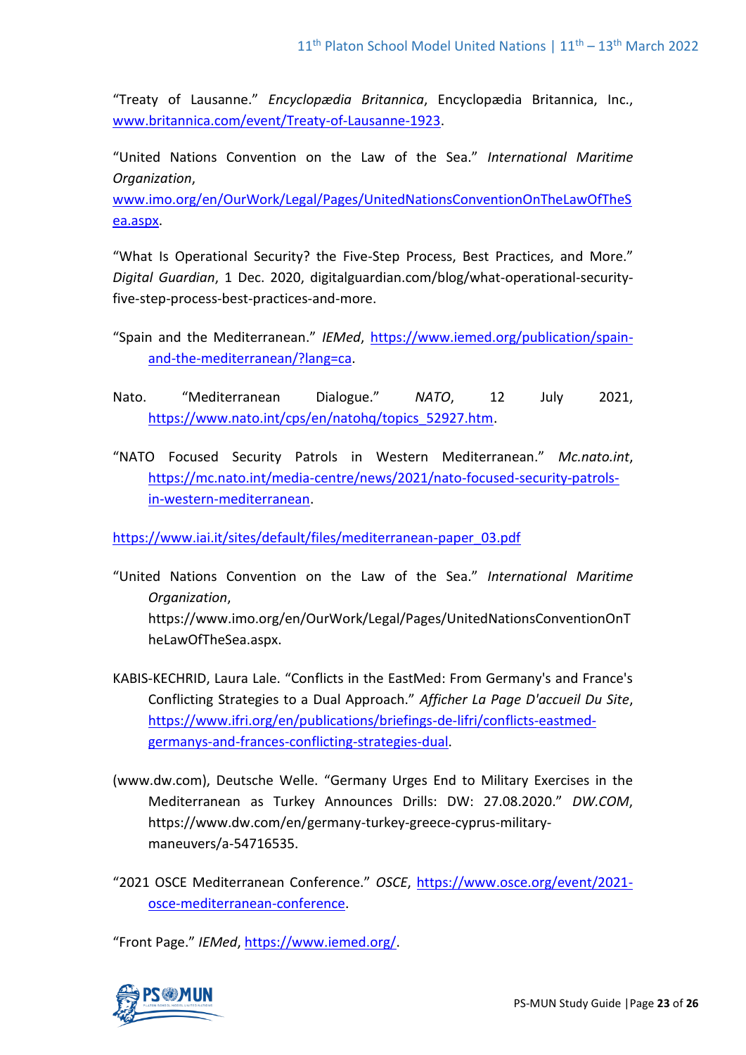"Treaty of Lausanne." *Encyclopædia Britannica*, Encyclopædia Britannica, Inc., www.britannica.com/event/Treaty-of-Lausanne-1923.

"United Nations Convention on the Law of the Sea." *International Maritime Organization*, www.imo.org/en/OurWork/Legal/Pages/UnitedNationsConventionOnTheLawOfTheSea.aspx.

"What Is Operational Security? the Five-Step Process, Best Practices, and More." *Digital Guardian*, 1 Dec. 2020, digitalguardian.com/blog/what-operational-security-five-step-process-best-practices-and-more.

"Spain and the Mediterranean." *IEMed*, https://www.iemed.org/publication/spain-and-the-mediterranean/?lang=ca.

Nato. "Mediterranean Dialogue." *NATO*, 12 July 2021, https://www.nato.int/cps/en/natohq/topics_52927.htm.

"NATO Focused Security Patrols in Western Mediterranean." *Mc.nato.int*, https://mc.nato.int/media-centre/news/2021/nato-focused-security-patrols-in-western-mediterranean.

https://www.iai.it/sites/default/files/mediterranean-paper_03.pdf

"United Nations Convention on the Law of the Sea." *International Maritime Organization*, https://www.imo.org/en/OurWork/Legal/Pages/UnitedNationsConventionOnTheLawOfTheSea.aspx.

KABIS-KECHRID, Laura Lale. "Conflicts in the EastMed: From Germany's and France's Conflicting Strategies to a Dual Approach." *Afficher La Page D'accueil Du Site*, https://www.ifri.org/en/publications/briefings-de-lifri/conflicts-eastmed-germanys-and-frances-conflicting-strategies-dual.

(www.dw.com), Deutsche Welle. "Germany Urges End to Military Exercises in the Mediterranean as Turkey Announces Drills: DW: 27.08.2020." *DW.COM*, https://www.dw.com/en/germany-turkey-greece-cyprus-military-maneuvers/a-54716535.

"2021 OSCE Mediterranean Conference." *OSCE*, https://www.osce.org/event/2021-osce-mediterranean-conference.

"Front Page." *IEMed*, https://www.iemed.org/.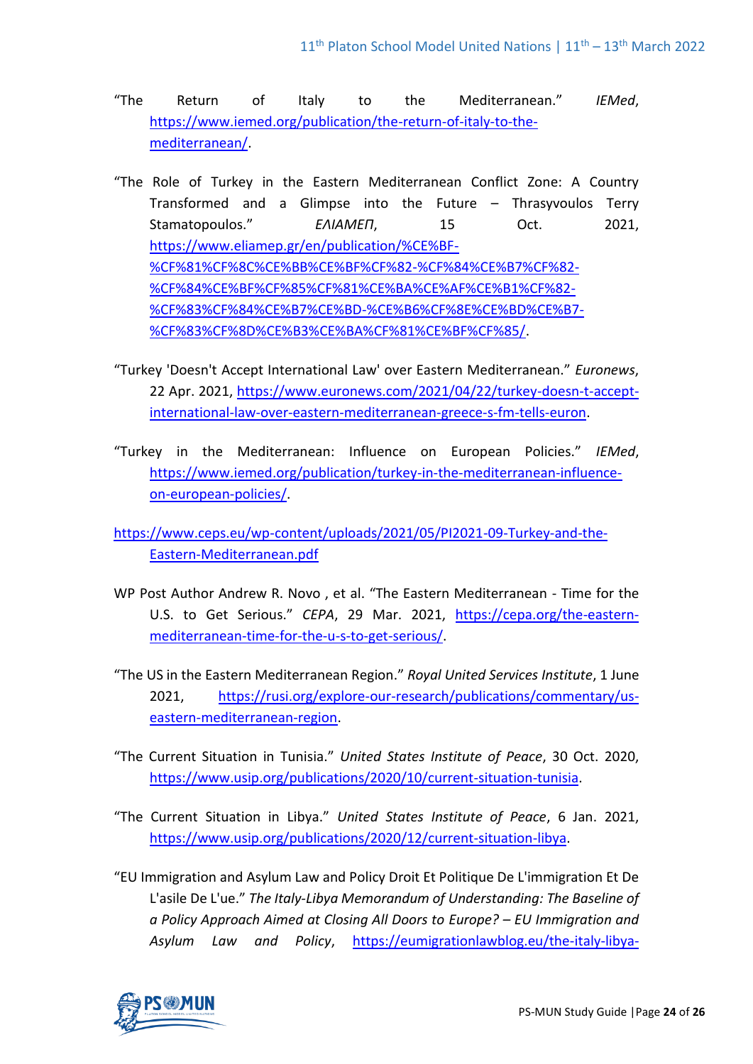"The Return of Italy to the Mediterranean." *IEMed*, https://www.iemed.org/publication/the-return-of-italy-to-the-mediterranean/.

"The Role of Turkey in the Eastern Mediterranean Conflict Zone: A Country Transformed and a Glimpse into the Future – Thrasyvoulos Terry Stamatopoulos." *ΕΛΙΑΜΕΠ*, 15 Oct. 2021, https://www.eliamep.gr/en/publication/%CE%BF-%CF%81%CF%8C%CE%BB%CE%BF%CF%82-%CF%84%CE%B7%CF%82-%CF%84%CE%BF%CF%85%CF%81%CE%BA%CE%AF%CE%B1%CF%82-%CF%83%CF%84%CE%B7%CE%BD-%CE%B6%CF%8E%CE%BD%CE%B7-%CF%83%CF%8D%CE%B3%CE%BA%CF%81%CE%BF%CF%85/.

"Turkey 'Doesn't Accept International Law' over Eastern Mediterranean." *Euronews*, 22 Apr. 2021, https://www.euronews.com/2021/04/22/turkey-doesn-t-accept-international-law-over-eastern-mediterranean-greece-s-fm-tells-euron.

"Turkey in the Mediterranean: Influence on European Policies." *IEMed*, https://www.iemed.org/publication/turkey-in-the-mediterranean-influence-on-european-policies/.

https://www.ceps.eu/wp-content/uploads/2021/05/PI2021-09-Turkey-and-the-Eastern-Mediterranean.pdf

WP Post Author Andrew R. Novo , et al. "The Eastern Mediterranean - Time for the U.S. to Get Serious." *CEPA*, 29 Mar. 2021, https://cepa.org/the-eastern-mediterranean-time-for-the-u-s-to-get-serious/.

"The US in the Eastern Mediterranean Region." *Royal United Services Institute*, 1 June 2021, https://rusi.org/explore-our-research/publications/commentary/us-eastern-mediterranean-region.

"The Current Situation in Tunisia." *United States Institute of Peace*, 30 Oct. 2020, https://www.usip.org/publications/2020/10/current-situation-tunisia.

"The Current Situation in Libya." *United States Institute of Peace*, 6 Jan. 2021, https://www.usip.org/publications/2020/12/current-situation-libya.

"EU Immigration and Asylum Law and Policy Droit Et Politique De L'immigration Et De L'asile De L'ue." *The Italy-Libya Memorandum of Understanding: The Baseline of a Policy Approach Aimed at Closing All Doors to Europe? – EU Immigration and Asylum Law and Policy*, https://eumigrationlawblog.eu/the-italy-libya-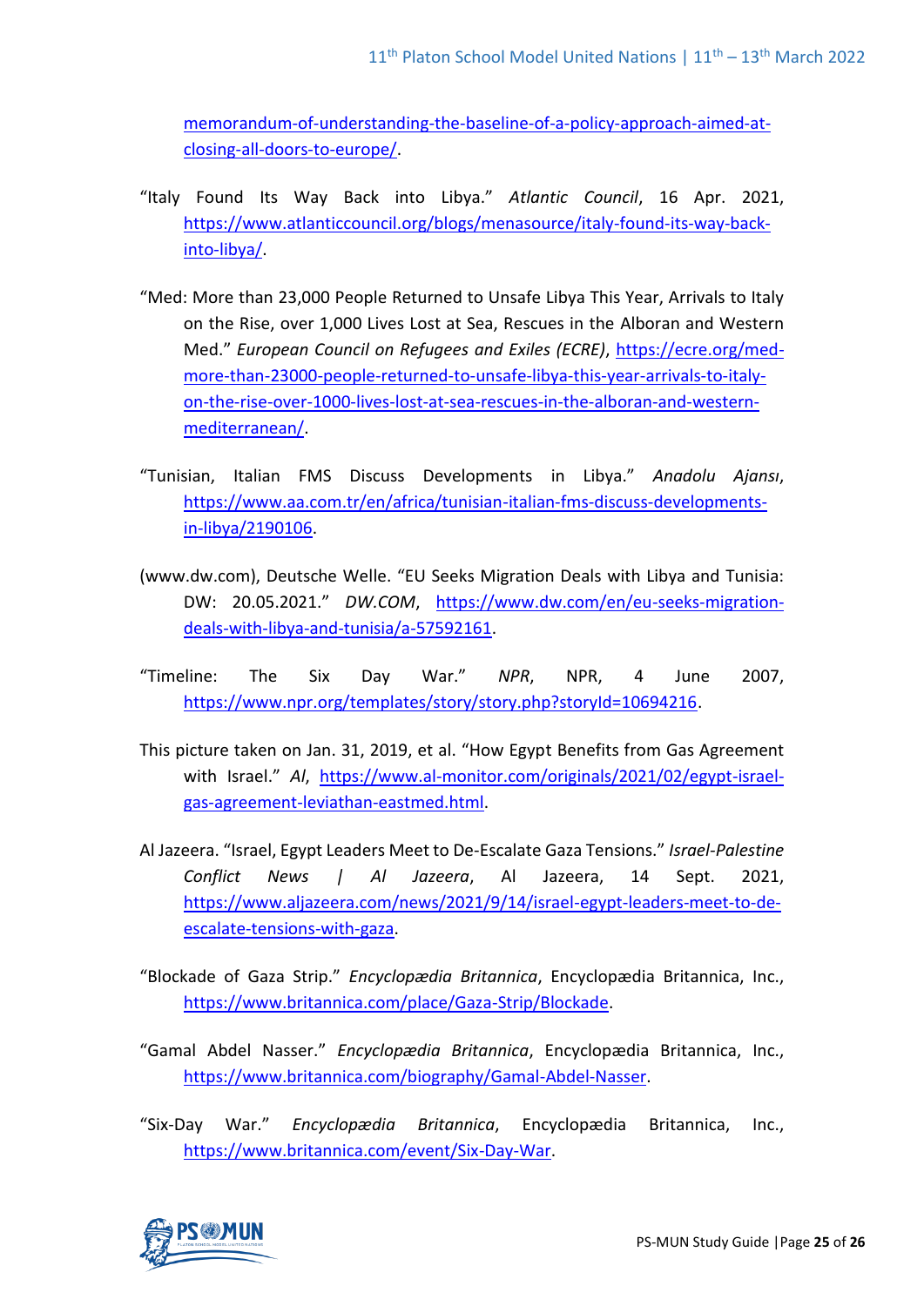memorandum-of-understanding-the-baseline-of-a-policy-approach-aimed-at-closing-all-doors-to-europe/.

"Italy Found Its Way Back into Libya." *Atlantic Council*, 16 Apr. 2021, https://www.atlanticcouncil.org/blogs/menasource/italy-found-its-way-back-into-libya/.

"Med: More than 23,000 People Returned to Unsafe Libya This Year, Arrivals to Italy on the Rise, over 1,000 Lives Lost at Sea, Rescues in the Alboran and Western Med." *European Council on Refugees and Exiles (ECRE)*, https://ecre.org/med-more-than-23000-people-returned-to-unsafe-libya-this-year-arrivals-to-italy-on-the-rise-over-1000-lives-lost-at-sea-rescues-in-the-alboran-and-western-mediterranean/.

"Tunisian, Italian FMS Discuss Developments in Libya." *Anadolu Ajansı*, https://www.aa.com.tr/en/africa/tunisian-italian-fms-discuss-developments-in-libya/2190106.

(www.dw.com), Deutsche Welle. "EU Seeks Migration Deals with Libya and Tunisia: DW: 20.05.2021." *DW.COM*, https://www.dw.com/en/eu-seeks-migration-deals-with-libya-and-tunisia/a-57592161.

"Timeline: The Six Day War." *NPR*, NPR, 4 June 2007, https://www.npr.org/templates/story/story.php?storyId=10694216.

This picture taken on Jan. 31, 2019, et al. "How Egypt Benefits from Gas Agreement with Israel." *Al*, https://www.al-monitor.com/originals/2021/02/egypt-israel-gas-agreement-leviathan-eastmed.html.

Al Jazeera. "Israel, Egypt Leaders Meet to De-Escalate Gaza Tensions." *Israel-Palestine Conflict News | Al Jazeera*, Al Jazeera, 14 Sept. 2021, https://www.aljazeera.com/news/2021/9/14/israel-egypt-leaders-meet-to-de-escalate-tensions-with-gaza.

"Blockade of Gaza Strip." *Encyclopædia Britannica*, Encyclopædia Britannica, Inc., https://www.britannica.com/place/Gaza-Strip/Blockade.

"Gamal Abdel Nasser." *Encyclopædia Britannica*, Encyclopædia Britannica, Inc., https://www.britannica.com/biography/Gamal-Abdel-Nasser.

"Six-Day War." *Encyclopædia Britannica*, Encyclopædia Britannica, Inc., https://www.britannica.com/event/Six-Day-War.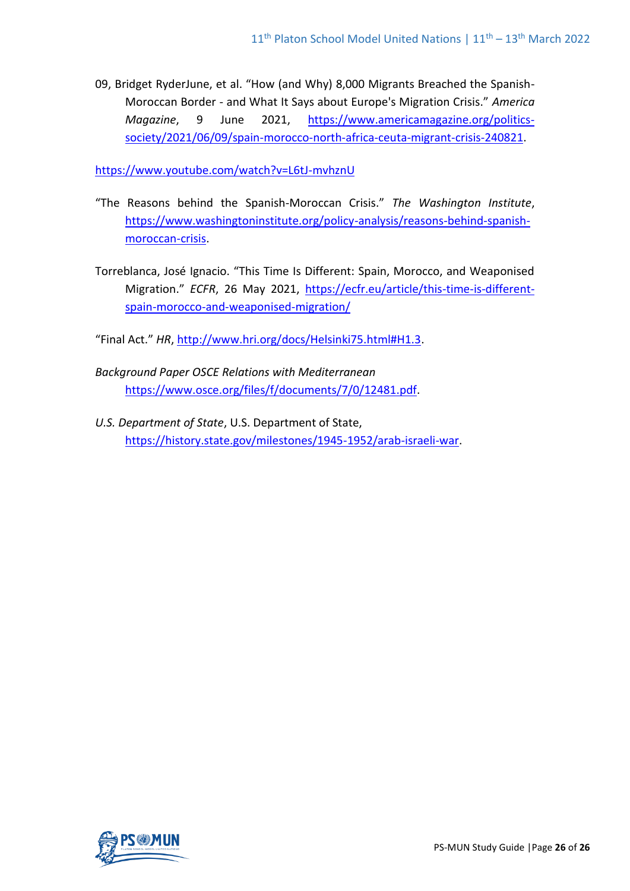09, Bridget RyderJune, et al. "How (and Why) 8,000 Migrants Breached the Spanish-Moroccan Border - and What It Says about Europe's Migration Crisis." *America Magazine*, 9 June 2021, https://www.americamagazine.org/politics-society/2021/06/09/spain-morocco-north-africa-ceuta-migrant-crisis-240821.

https://www.youtube.com/watch?v=L6tJ-mvhznU

"The Reasons behind the Spanish-Moroccan Crisis." *The Washington Institute*, https://www.washingtoninstitute.org/policy-analysis/reasons-behind-spanish-moroccan-crisis.

Torreblanca, José Ignacio. "This Time Is Different: Spain, Morocco, and Weaponised Migration." *ECFR*, 26 May 2021, https://ecfr.eu/article/this-time-is-different-spain-morocco-and-weaponised-migration/

"Final Act." *HR*, http://www.hri.org/docs/Helsinki75.html#H1.3.

*Background Paper OSCE Relations with Mediterranean* https://www.osce.org/files/f/documents/7/0/12481.pdf.

*U.S. Department of State*, U.S. Department of State, https://history.state.gov/milestones/1945-1952/arab-israeli-war.